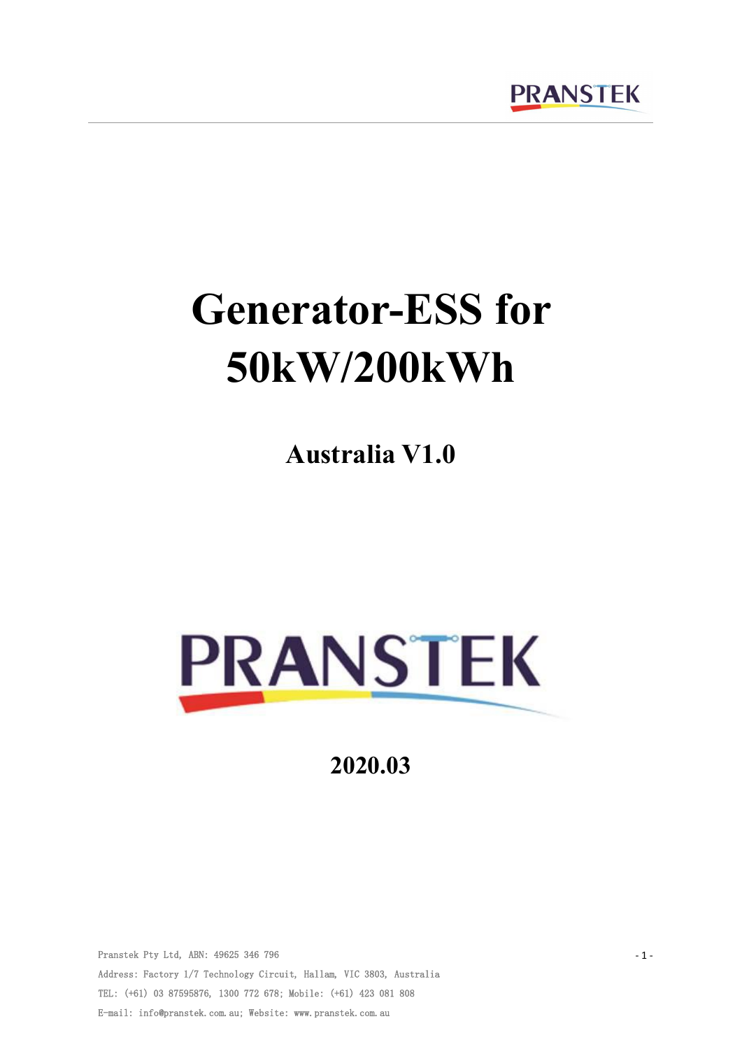# Generator-ESS for 50kW/200kWh

## Australia V1.0

PRANSTEK

2020.03

Pranstek Pty Ltd, ABN: 49625 346 796

Address: Factory 1/7 Technology Circuit, Hallam, VIC 3803, Australia

TEL: (+61) 03 87595876, 1300 772 678; Mobile: (+61) 423 081 808

E-mail: info@pranstek.com.au; Website: www.pranstek.com.au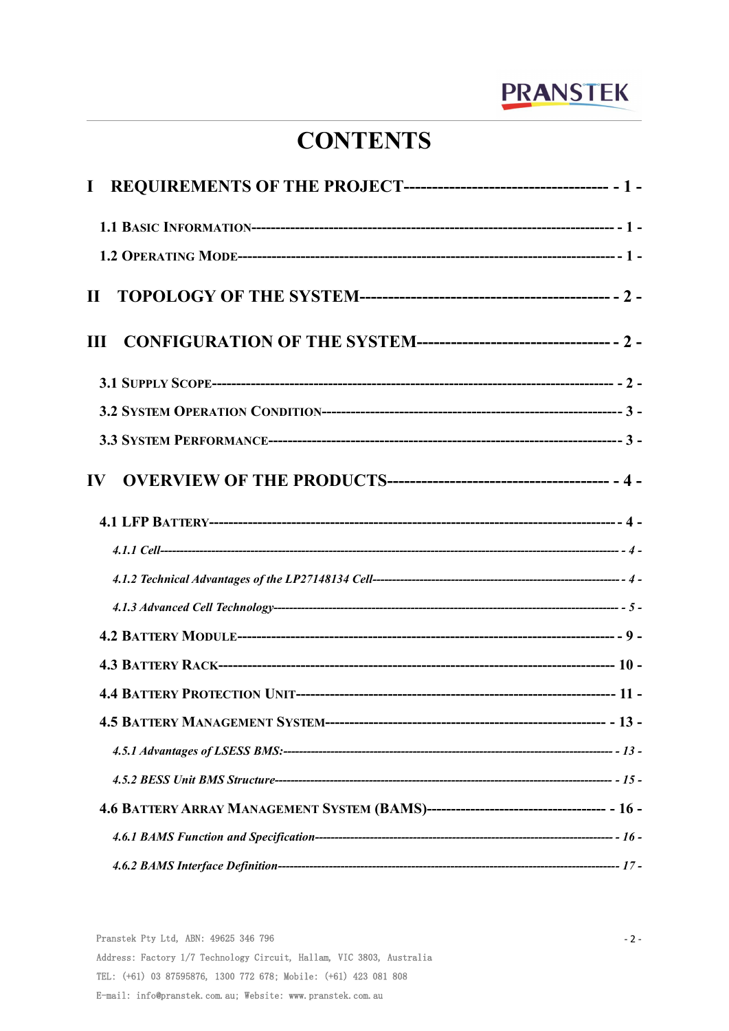# CONTENTS

**I REQUIREMENTS OF THE PROJECT------------------------------------ - 1 -**

**1.1 Basic Information------------------------------------------------------------------------------ - 1 -**

**1.2 Operating Mode-------------------------------------------------------------------------------- - 1 -**

**II TOPOLOGY OF THE SYSTEM------------------------------------------- - 2 -**

**III CONFIGURATION OF THE SYSTEM---------------------------------- - 2 -**

**3.1 Supply Scope-------------------------------------------------------------------------------- - 2 -**

**3.2 System Operation Condition------------------------------------------------------------- - 3 -**

**3.3 System Performance------------------------------------------------------------------------- - 3 -**

**IV OVERVIEW OF THE PRODUCTS--------------------------------------- - 4 -**

**4.1 LFP Battery-------------------------------------------------------------------------------- - 4 -**

***4.1.1 Cell---------------------------------------------------------------------------------------------------------- - 4 -***

***4.1.2 Technical Advantages of the LP27148134 Cell----------------------------------------------------------- - 4 -***

***4.1.3 Advanced Cell Technology------------------------------------------------------------------------------- - 5 -***

**4.2 Battery Module---------------------------------------------------------------------------- - 9 -**

**4.3 Battery Rack-------------------------------------------------------------------------------- 10 -**

**4.4 Battery Protection Unit------------------------------------------------------------------- 11 -**

**4.5 Battery Management System---------------------------------------------------------- - 13 -**

***4.5.1 Advantages of LSESS BMS:--------------------------------------------------------------------------- - 13 -***

***4.5.2 BESS Unit BMS Structure----------------------------------------------------------------------------- - 15 -***

**4.6 Battery Array Management System (BAMS)------------------------------------- - 16 -**

***4.6.1 BAMS Function and Specification------------------------------------------------------------------ - 16 -***

***4.6.2 BAMS Interface Definition--------------------------------------------------------------------------- - 17 -***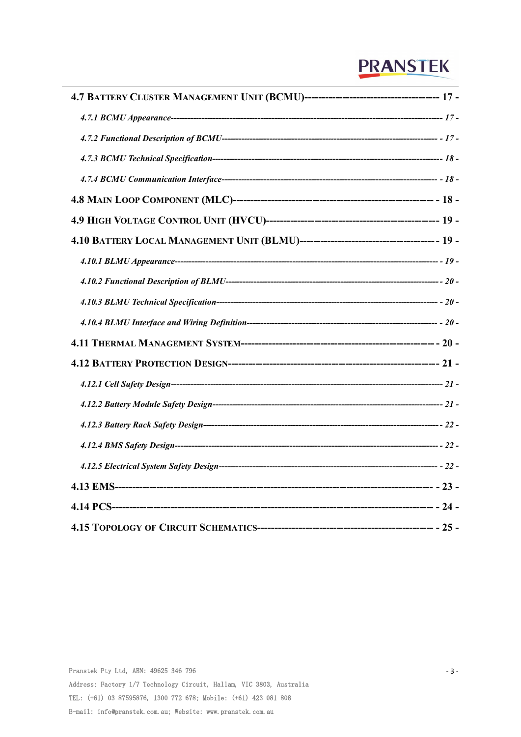**4.7 BATTERY CLUSTER MANAGEMENT UNIT (BCMU)---------------------------------------- 17 -**

*4.7.1 BCMU Appearance------------------------------------------------------------------------------------------------ 17 -*

*4.7.2 Functional Description of BCMU-------------------------------------------------------------------------------- - 17 -*

*4.7.3 BCMU Technical Specification---------------------------------------------------------------------------------- 18 -*

*4.7.4 BCMU Communication Interface-------------------------------------------------------------------------------- - 18 -*

**4.8 MAIN LOOP COMPONENT (MLC)--------------------------------------------------------- - 18 -**

**4.9 HIGH VOLTAGE CONTROL UNIT (HVCU)--------------------------------------------------- 19 -**

**4.10 BATTERY LOCAL MANAGEMENT UNIT (BLMU)--------------------------------------- - 19 -**

*4.10.1 BLMU Appearance------------------------------------------------------------------------------------------------ - 19 -*

*4.10.2 Functional Description of BLMU---------------------------------------------------------------------------- - 20 -*

*4.10.3 BLMU Technical Specification------------------------------------------------------------------------------- - 20 -*

*4.10.4 BLMU Interface and Wiring Definition--------------------------------------------------------------------- - 20 -*

**4.11 THERMAL MANAGEMENT SYSTEM------------------------------------------------------ - 20 -**

**4.12 BATTERY PROTECTION DESIGN------------------------------------------------------------ 21 -**

*4.12.1 Cell Safety Design------------------------------------------------------------------------------------------------ 21 -*

*4.12.2 Battery Module Safety Design------------------------------------------------------------------------------ 21 -*

*4.12.3 Battery Rack Safety Design--------------------------------------------------------------------------------- - 22 -*

*4.12.4 BMS Safety Design------------------------------------------------------------------------------------------- - 22 -*

*4.12.5 Electrical System Safety Design--------------------------------------------------------------------------- - 22 -*

**4.13 EMS------------------------------------------------------------------------------------------ - 23 -**

**4.14 PCS------------------------------------------------------------------------------------------ - 24 -**

**4.15 TOPOLOGY OF CIRCUIT SCHEMATICS--------------------------------------------------- - 25 -**

Pranstek Pty Ltd, ABN: 49625 346 796

Address: Factory 1/7 Technology Circuit, Hallam, VIC 3803, Australia

TEL: (+61) 03 87595876, 1300 772 678; Mobile: (+61) 423 081 808

E-mail: info@pranstek.com.au; Website: www.pranstek.com.au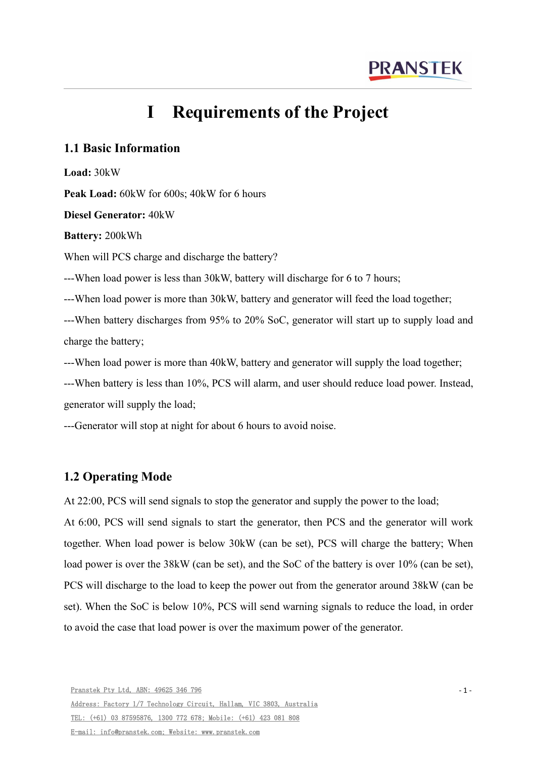# I Requirements of the Project

## 1.1 Basic Information

**Load:** 30kW

**Peak Load:** 60kW for 600s; 40kW for 6 hours

**Diesel Generator:** 40kW

**Battery:** 200kWh

When will PCS charge and discharge the battery?

---When load power is less than 30kW, battery will discharge for 6 to 7 hours;

---When load power is more than 30kW, battery and generator will feed the load together;

---When battery discharges from 95% to 20% SoC, generator will start up to supply load and charge the battery;

---When load power is more than 40kW, battery and generator will supply the load together;

---When battery is less than 10%, PCS will alarm, and user should reduce load power. Instead, generator will supply the load;

---Generator will stop at night for about 6 hours to avoid noise.

## 1.2 Operating Mode

At 22:00, PCS will send signals to stop the generator and supply the power to the load;

At 6:00, PCS will send signals to start the generator, then PCS and the generator will work together. When load power is below 30kW (can be set), PCS will charge the battery; When load power is over the 38kW (can be set), and the SoC of the battery is over 10% (can be set), PCS will discharge to the load to keep the power out from the generator around 38kW (can be set). When the SoC is below 10%, PCS will send warning signals to reduce the load, in order to avoid the case that load power is over the maximum power of the generator.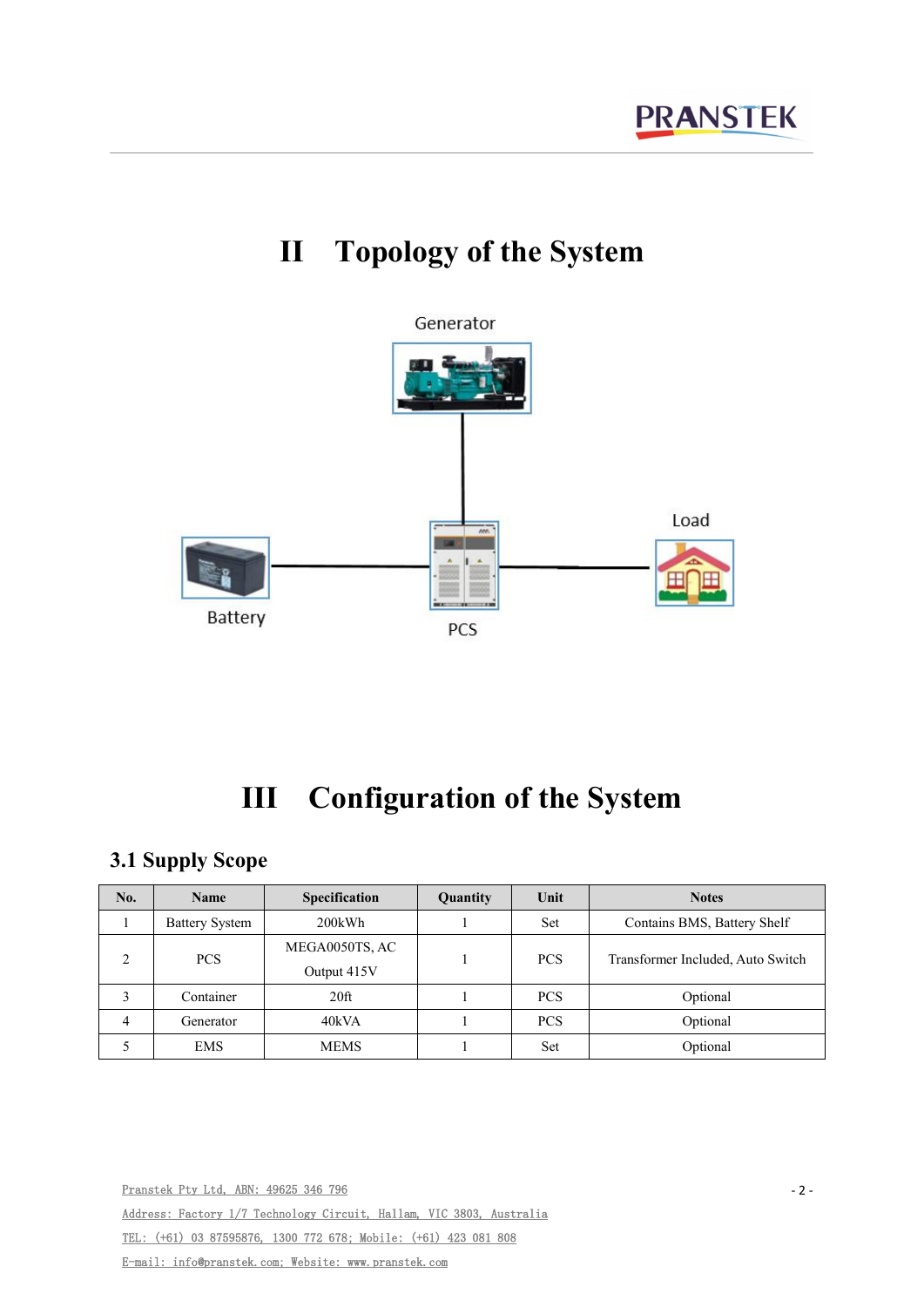# II Topology of the System

Generator

Battery

PCS

Load

# III Configuration of the System

## 3.1 Supply Scope

| No. | Name | Specification | Quantity | Unit | Notes |
|---|---|---|---|---|---|
| 1 | Battery System | 200kWh | 1 | Set | Contains BMS, Battery Shelf |
| 2 | PCS | MEGA0050TS, AC Output 415V | 1 | PCS | Transformer Included, Auto Switch |
| 3 | Container | 20ft | 1 | PCS | Optional |
| 4 | Generator | 40kVA | 1 | PCS | Optional |
| 5 | EMS | MEMS | 1 | Set | Optional |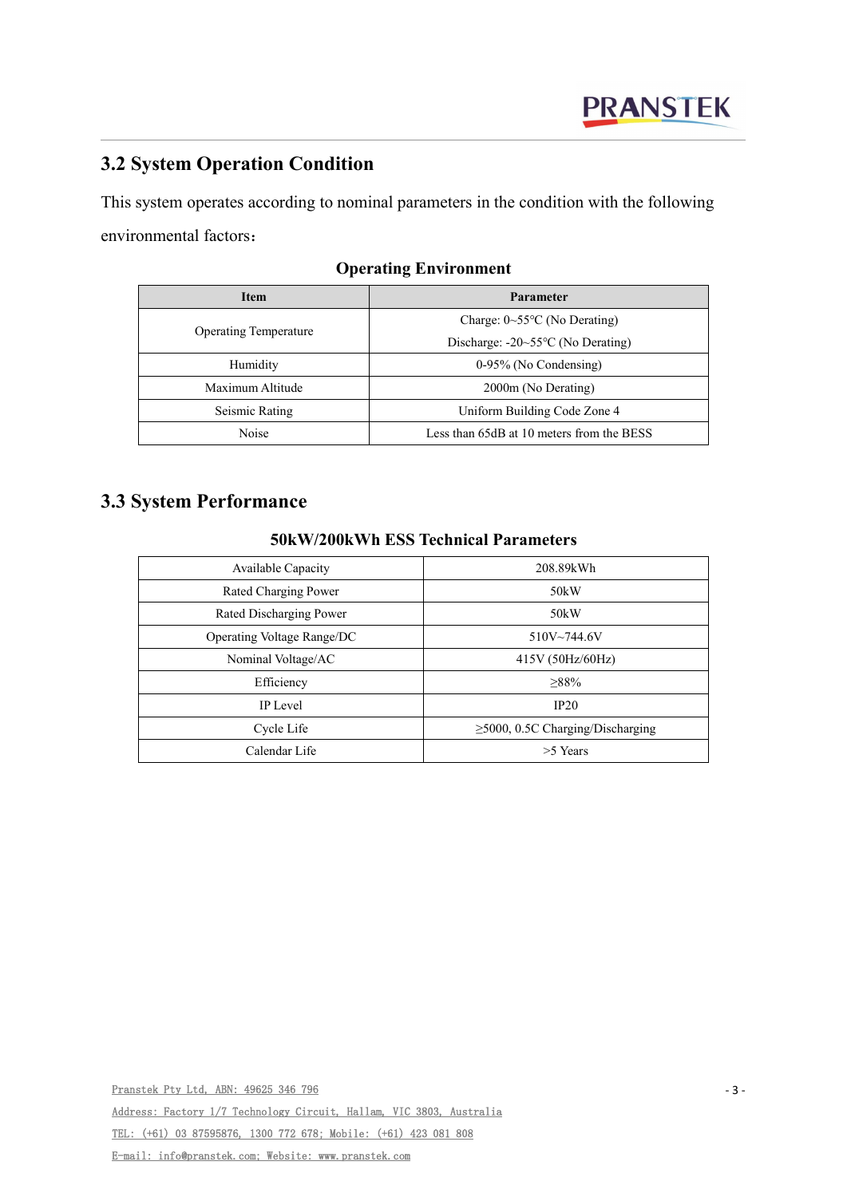## 3.2 System Operation Condition

This system operates according to nominal parameters in the condition with the following environmental factors：

**Operating Environment**

| Item | Parameter |
|---|---|
| Operating Temperature | Charge: 0~55℃ (No Derating)<br>Discharge: -20~55℃ (No Derating) |
| Humidity | 0-95% (No Condensing) |
| Maximum Altitude | 2000m (No Derating) |
| Seismic Rating | Uniform Building Code Zone 4 |
| Noise | Less than 65dB at 10 meters from the BESS |

## 3.3 System Performance

**50kW/200kWh ESS Technical Parameters**

| | |
|---|---|
| Available Capacity | 208.89kWh |
| Rated Charging Power | 50kW |
| Rated Discharging Power | 50kW |
| Operating Voltage Range/DC | 510V~744.6V |
| Nominal Voltage/AC | 415V (50Hz/60Hz) |
| Efficiency | ≥88% |
| IP Level | IP20 |
| Cycle Life | ≥5000, 0.5C Charging/Discharging |
| Calendar Life | >5 Years |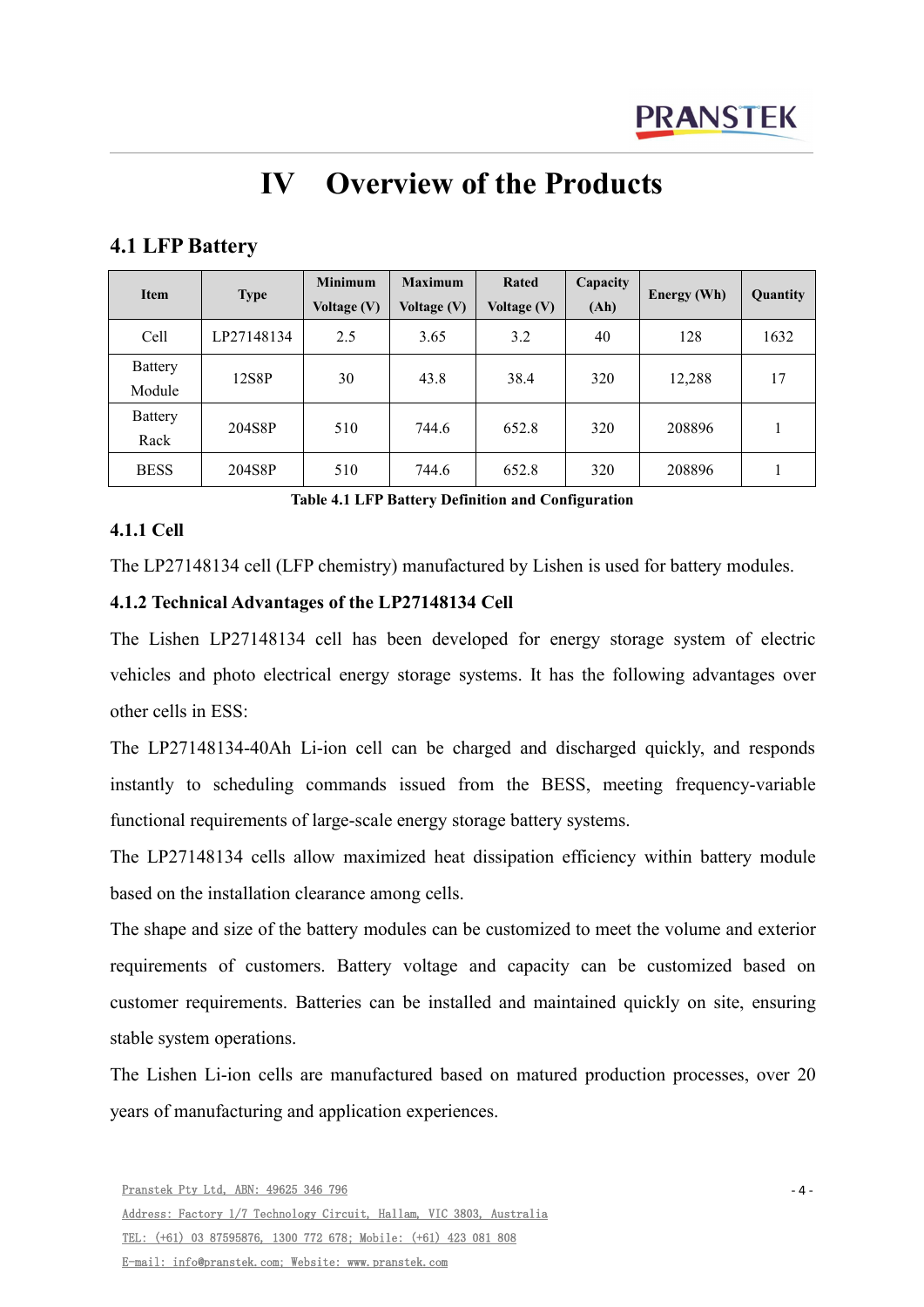# IV Overview of the Products

## 4.1 LFP Battery

| Item | Type | Minimum Voltage (V) | Maximum Voltage (V) | Rated Voltage (V) | Capacity (Ah) | Energy (Wh) | Quantity |
|---|---|---|---|---|---|---|---|
| Cell | LP27148134 | 2.5 | 3.65 | 3.2 | 40 | 128 | 1632 |
| Battery Module | 12S8P | 30 | 43.8 | 38.4 | 320 | 12,288 | 17 |
| Battery Rack | 204S8P | 510 | 744.6 | 652.8 | 320 | 208896 | 1 |
| BESS | 204S8P | 510 | 744.6 | 652.8 | 320 | 208896 | 1 |

**Table 4.1 LFP Battery Definition and Configuration**

### 4.1.1 Cell

The LP27148134 cell (LFP chemistry) manufactured by Lishen is used for battery modules.

### 4.1.2 Technical Advantages of the LP27148134 Cell

The Lishen LP27148134 cell has been developed for energy storage system of electric vehicles and photo electrical energy storage systems. It has the following advantages over other cells in ESS:

The LP27148134-40Ah Li-ion cell can be charged and discharged quickly, and responds instantly to scheduling commands issued from the BESS, meeting frequency-variable functional requirements of large-scale energy storage battery systems.

The LP27148134 cells allow maximized heat dissipation efficiency within battery module based on the installation clearance among cells.

The shape and size of the battery modules can be customized to meet the volume and exterior requirements of customers. Battery voltage and capacity can be customized based on customer requirements. Batteries can be installed and maintained quickly on site, ensuring stable system operations.

The Lishen Li-ion cells are manufactured based on matured production processes, over 20 years of manufacturing and application experiences.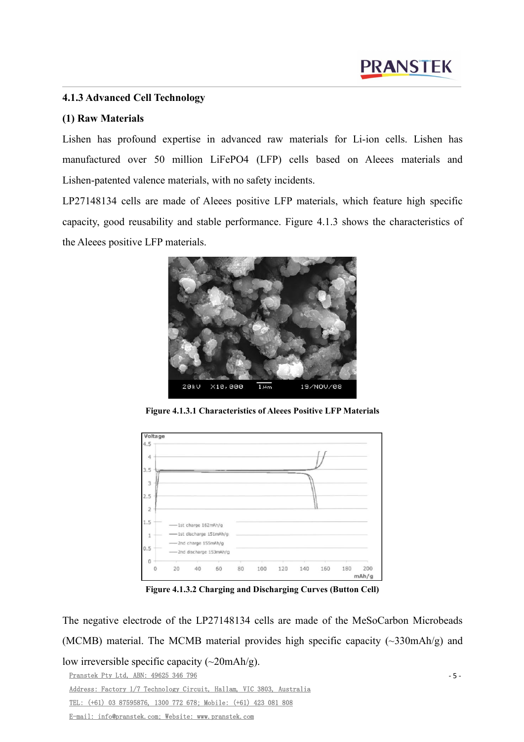### 4.1.3 Advanced Cell Technology

**(1) Raw Materials**

Lishen has profound expertise in advanced raw materials for Li-ion cells. Lishen has manufactured over 50 million $LiFePO_4$ (LFP) cells based on Aleees materials and Lishen-patented valence materials, with no safety incidents.

LP27148134 cells are made of Aleees positive LFP materials, which feature high specific capacity, good reusability and stable performance. Figure 4.1.3 shows the characteristics of the Aleees positive LFP materials.

**Figure 4.1.3.1 Characteristics of Aleees Positive LFP Materials**

**Figure 4.1.3.2 Charging and Discharging Curves (Button Cell)**

The negative electrode of the LP27148134 cells are made of the MeSoCarbon Microbeads (MCMB) material. The MCMB material provides high specific capacity (~330mAh/g) and low irreversible specific capacity (~20mAh/g).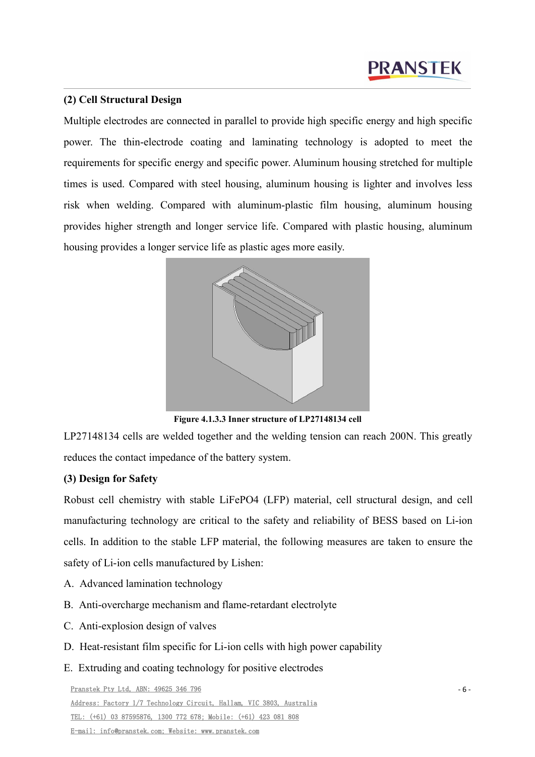**(2) Cell Structural Design**

Multiple electrodes are connected in parallel to provide high specific energy and high specific power. The thin-electrode coating and laminating technology is adopted to meet the requirements for specific energy and specific power. Aluminum housing stretched for multiple times is used. Compared with steel housing, aluminum housing is lighter and involves less risk when welding. Compared with aluminum-plastic film housing, aluminum housing provides higher strength and longer service life. Compared with plastic housing, aluminum housing provides a longer service life as plastic ages more easily.

**Figure 4.1.3.3 Inner structure of LP27148134 cell**

LP27148134 cells are welded together and the welding tension can reach 200N. This greatly reduces the contact impedance of the battery system.

**(3) Design for Safety**

Robust cell chemistry with stable $LiFePO_4$ (LFP) material, cell structural design, and cell manufacturing technology are critical to the safety and reliability of BESS based on Li-ion cells. In addition to the stable LFP material, the following measures are taken to ensure the safety of Li-ion cells manufactured by Lishen:

A. Advanced lamination technology

B. Anti-overcharge mechanism and flame-retardant electrolyte

C. Anti-explosion design of valves

D. Heat-resistant film specific for Li-ion cells with high power capability

E. Extruding and coating technology for positive electrodes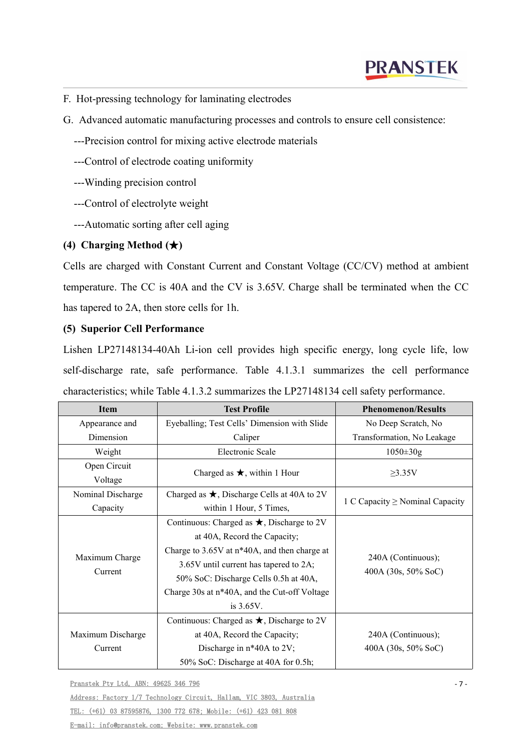F. Hot-pressing technology for laminating electrodes

G. Advanced automatic manufacturing processes and controls to ensure cell consistence:

---Precision control for mixing active electrode materials

---Control of electrode coating uniformity

---Winding precision control

---Control of electrolyte weight

---Automatic sorting after cell aging

**(4) Charging Method (★)**

Cells are charged with Constant Current and Constant Voltage (CC/CV) method at ambient temperature. The CC is 40A and the CV is 3.65V. Charge shall be terminated when the CC has tapered to 2A, then store cells for 1h.

**(5) Superior Cell Performance**

Lishen LP27148134-40Ah Li-ion cell provides high specific energy, long cycle life, low self-discharge rate, safe performance. Table 4.1.3.1 summarizes the cell performance characteristics; while Table 4.1.3.2 summarizes the LP27148134 cell safety performance.

| Item | Test Profile | Phenomenon/Results |
|---|---|---|
| Appearance and Dimension | Eyeballing; Test Cells' Dimension with Slide Caliper | No Deep Scratch, No Transformation, No Leakage |
| Weight | Electronic Scale | 1050±30g |
| Open Circuit Voltage | Charged as ★, within 1 Hour | ≥3.35V |
| Nominal Discharge Capacity | Charged as ★, Discharge Cells at 40A to 2V within 1 Hour, 5 Times, | 1 C Capacity ≥ Nominal Capacity |
| Maximum Charge Current | Continuous: Charged as ★, Discharge to 2V at 40A, Record the Capacity; Charge to 3.65V at n*40A, and then charge at 3.65V until current has tapered to 2A; 50% SoC: Discharge Cells 0.5h at 40A, Charge 30s at n*40A, and the Cut-off Voltage is 3.65V. | 240A (Continuous); 400A (30s, 50% SoC) |
| Maximum Discharge Current | Continuous: Charged as ★, Discharge to 2V at 40A, Record the Capacity; Discharge in n*40A to 2V; 50% SoC: Discharge at 40A for 0.5h; | 240A (Continuous); 400A (30s, 50% SoC) |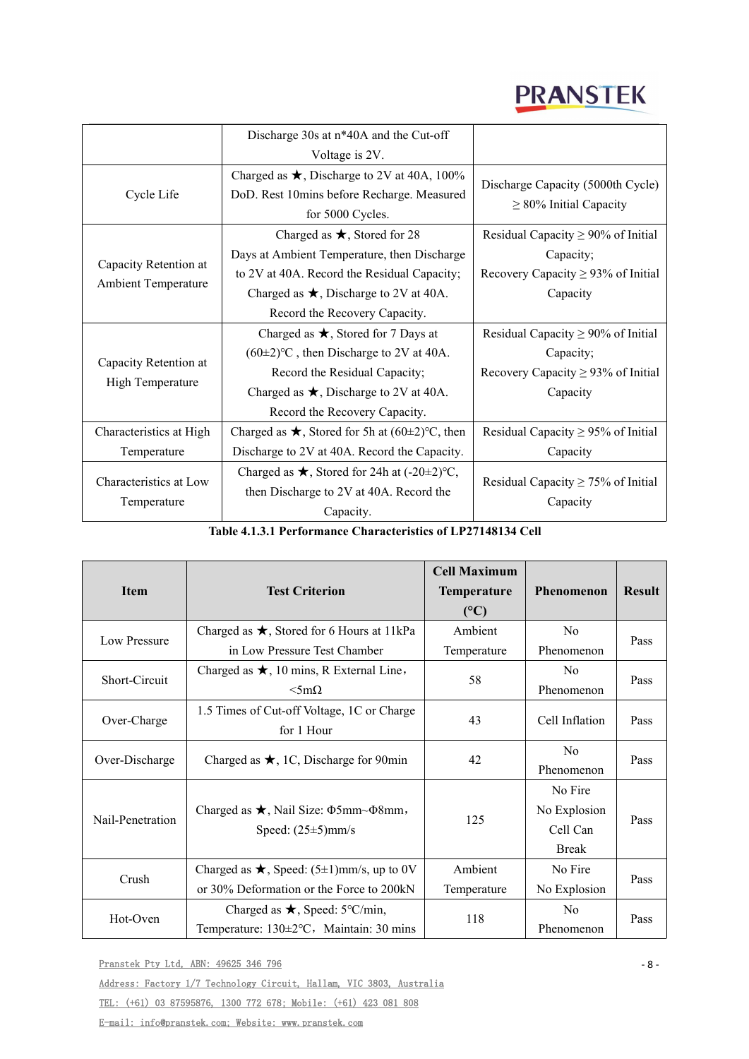|  | Discharge 30s at n*40A and the Cut-off Voltage is 2V. |  |
|---|---|---|
| Cycle Life | Charged as ★, Discharge to 2V at 40A, 100% DoD. Rest 10mins before Recharge. Measured for 5000 Cycles. | Discharge Capacity (5000th Cycle) ≥ 80% Initial Capacity |
| Capacity Retention at Ambient Temperature | Charged as ★, Stored for 28 Days at Ambient Temperature, then Discharge to 2V at 40A. Record the Residual Capacity; Charged as ★, Discharge to 2V at 40A. Record the Recovery Capacity. | Residual Capacity ≥ 90% of Initial Capacity; Recovery Capacity ≥ 93% of Initial Capacity |
| Capacity Retention at High Temperature | Charged as ★, Stored for 7 Days at (60±2)℃ , then Discharge to 2V at 40A. Record the Residual Capacity; Charged as ★, Discharge to 2V at 40A. Record the Recovery Capacity. | Residual Capacity ≥ 90% of Initial Capacity; Recovery Capacity ≥ 93% of Initial Capacity |
| Characteristics at High Temperature | Charged as ★, Stored for 5h at (60±2)℃, then Discharge to 2V at 40A. Record the Capacity. | Residual Capacity ≥ 95% of Initial Capacity |
| Characteristics at Low Temperature | Charged as ★, Stored for 24h at (-20±2)℃, then Discharge to 2V at 40A. Record the Capacity. | Residual Capacity ≥ 75% of Initial Capacity |

**Table 4.1.3.1 Performance Characteristics of LP27148134 Cell**

| Item | Test Criterion | Cell Maximum Temperature (℃) | Phenomenon | Result |
|---|---|---|---|---|
| Low Pressure | Charged as ★, Stored for 6 Hours at 11kPa in Low Pressure Test Chamber | Ambient Temperature | No Phenomenon | Pass |
| Short-Circuit | Charged as ★, 10 mins, R External Line，<5mΩ | 58 | No Phenomenon | Pass |
| Over-Charge | 1.5 Times of Cut-off Voltage, 1C or Charge for 1 Hour | 43 | Cell Inflation | Pass |
| Over-Discharge | Charged as ★, 1C, Discharge for 90min | 42 | No Phenomenon | Pass |
| Nail-Penetration | Charged as ★, Nail Size: Φ5mm~Φ8mm， Speed: (25±5)mm/s | 125 | No Fire No Explosion Cell Can Break | Pass |
| Crush | Charged as ★, Speed: (5±1)mm/s, up to 0V or 30% Deformation or the Force to 200kN | Ambient Temperature | No Fire No Explosion | Pass |
| Hot-Oven | Charged as ★, Speed: 5℃/min, Temperature: 130±2℃，Maintain: 30 mins | 118 | No Phenomenon | Pass |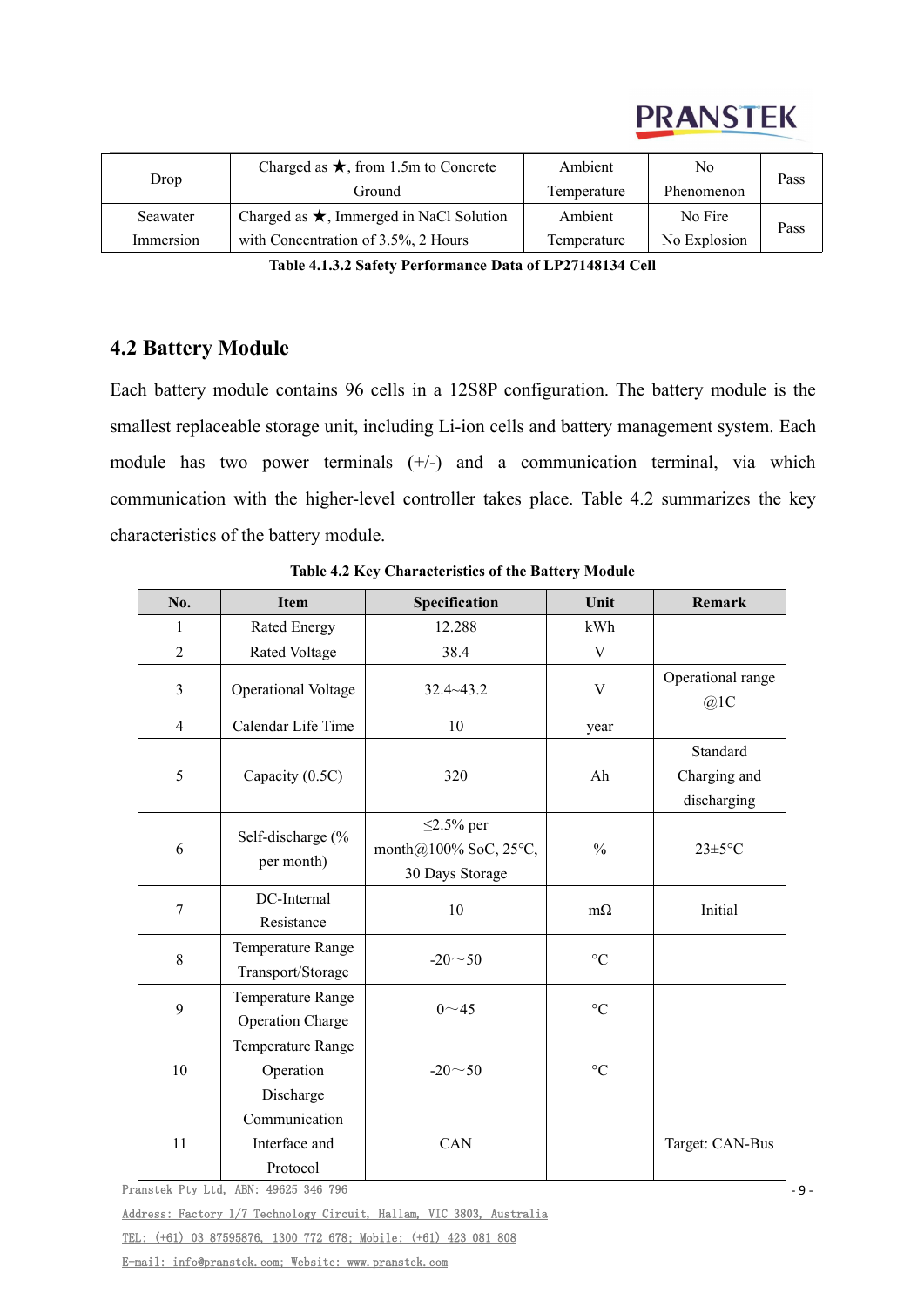| Drop | Charged as ★, from 1.5m to Concrete Ground | Ambient Temperature | No Phenomenon | Pass |
|---|---|---|---|---|
| Seawater Immersion | Charged as ★, Immerged in NaCl Solution with Concentration of 3.5%, 2 Hours | Ambient Temperature | No Fire No Explosion | Pass |

**Table 4.1.3.2 Safety Performance Data of LP27148134 Cell**

## 4.2 Battery Module

Each battery module contains 96 cells in a 12S8P configuration. The battery module is the smallest replaceable storage unit, including Li-ion cells and battery management system. Each module has two power terminals (+/-) and a communication terminal, via which communication with the higher-level controller takes place. Table 4.2 summarizes the key characteristics of the battery module.

**Table 4.2 Key Characteristics of the Battery Module**

| No. | Item | Specification | Unit | Remark |
|---|---|---|---|---|
| 1 | Rated Energy | 12.288 | kWh | |
| 2 | Rated Voltage | 38.4 | V | |
| 3 | Operational Voltage | 32.4~43.2 | V | Operational range @1C |
| 4 | Calendar Life Time | 10 | year | |
| 5 | Capacity (0.5C) | 320 | Ah | Standard Charging and discharging |
| 6 | Self-discharge (% per month) | ≤2.5% per month@100% SoC, 25°C, 30 Days Storage | % | 23±5°C |
| 7 | DC-Internal Resistance | 10 | mΩ | Initial |
| 8 | Temperature Range Transport/Storage | -20～50 | °C | |
| 9 | Temperature Range Operation Charge | 0～45 | °C | |
| 10 | Temperature Range Operation Discharge | -20～50 | °C | |
| 11 | Communication Interface and Protocol | CAN | | Target: CAN-Bus |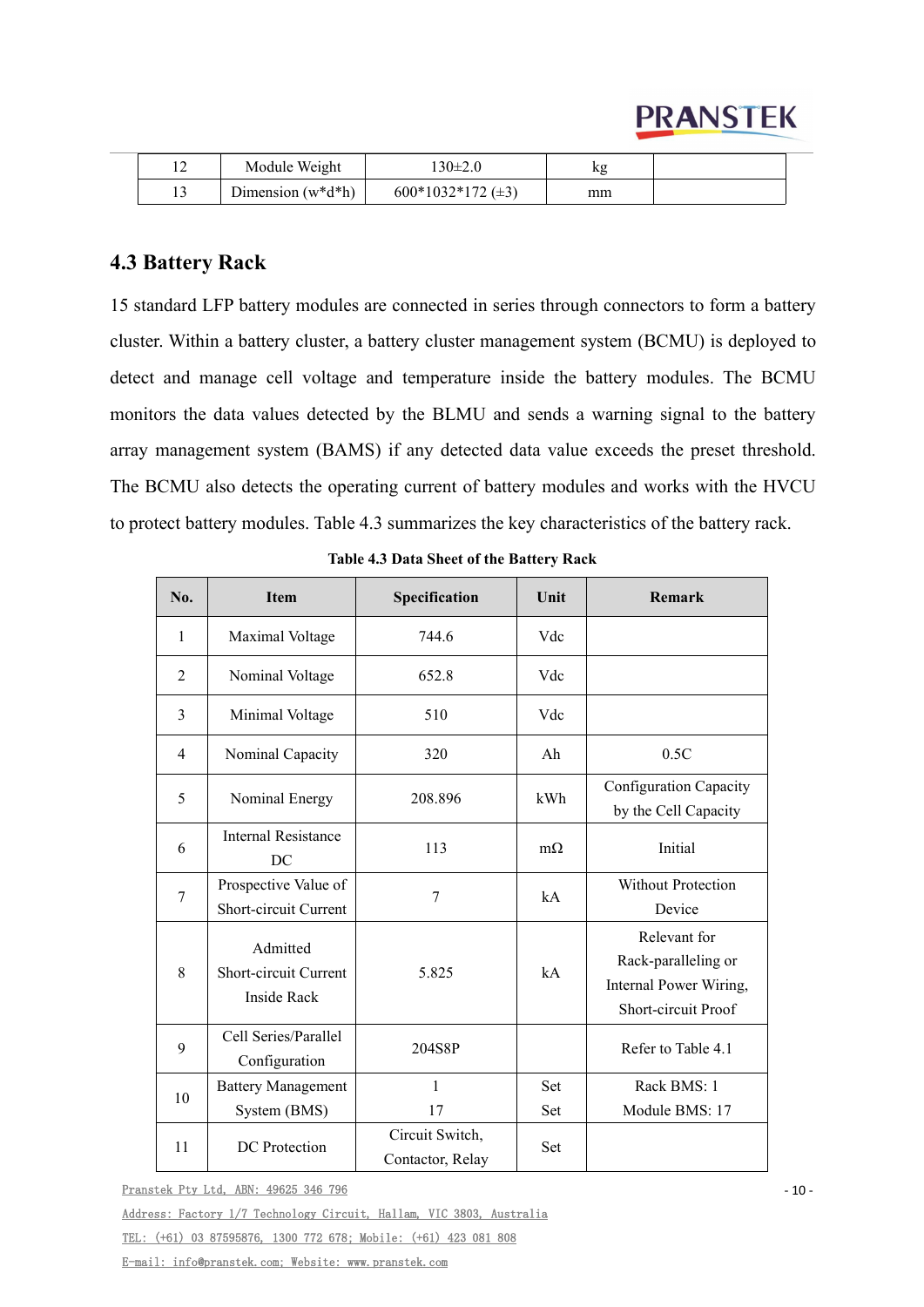| 12 | Module Weight | 130±2.0 | kg | |
|---|---|---|---|---|
| 13 | Dimension (w*d*h) | 600*1032*172 (±3) | mm | |

## 4.3 Battery Rack

15 standard LFP battery modules are connected in series through connectors to form a battery cluster. Within a battery cluster, a battery cluster management system (BCMU) is deployed to detect and manage cell voltage and temperature inside the battery modules. The BCMU monitors the data values detected by the BLMU and sends a warning signal to the battery array management system (BAMS) if any detected data value exceeds the preset threshold. The BCMU also detects the operating current of battery modules and works with the HVCU to protect battery modules. Table 4.3 summarizes the key characteristics of the battery rack.

**Table 4.3 Data Sheet of the Battery Rack**

| No. | Item | Specification | Unit | Remark |
|---|---|---|---|---|
| 1 | Maximal Voltage | 744.6 | Vdc | |
| 2 | Nominal Voltage | 652.8 | Vdc | |
| 3 | Minimal Voltage | 510 | Vdc | |
| 4 | Nominal Capacity | 320 | Ah | 0.5C |
| 5 | Nominal Energy | 208.896 | kWh | Configuration Capacity by the Cell Capacity |
| 6 | Internal Resistance DC | 113 | mΩ | Initial |
| 7 | Prospective Value of Short-circuit Current | 7 | kA | Without Protection Device |
| 8 | Admitted Short-circuit Current Inside Rack | 5.825 | kA | Relevant for Rack-paralleling or Internal Power Wiring, Short-circuit Proof |
| 9 | Cell Series/Parallel Configuration | 204S8P | | Refer to Table 4.1 |
| 10 | Battery Management System (BMS) | 1<br>17 | Set<br>Set | Rack BMS: 1<br>Module BMS: 17 |
| 11 | DC Protection | Circuit Switch, Contactor, Relay | Set | |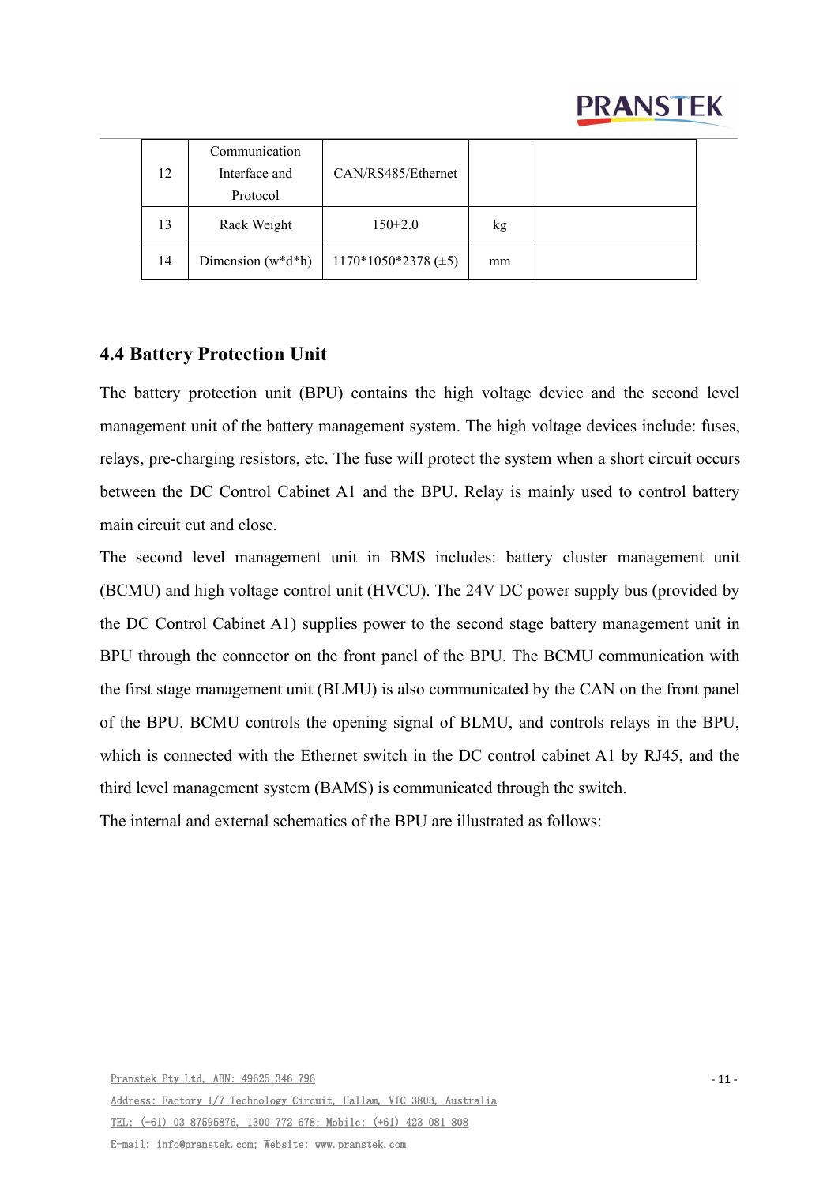| 12 | Communication Interface and Protocol | CAN/RS485/Ethernet | | |
|---|---|---|---|---|
| 13 | Rack Weight | 150±2.0 | kg | |
| 14 | Dimension (w*d*h) | 1170*1050*2378 (±5) | mm | |

## 4.4 Battery Protection Unit

The battery protection unit (BPU) contains the high voltage device and the second level management unit of the battery management system. The high voltage devices include: fuses, relays, pre-charging resistors, etc. The fuse will protect the system when a short circuit occurs between the DC Control Cabinet A1 and the BPU. Relay is mainly used to control battery main circuit cut and close.

The second level management unit in BMS includes: battery cluster management unit (BCMU) and high voltage control unit (HVCU). The 24V DC power supply bus (provided by the DC Control Cabinet A1) supplies power to the second stage battery management unit in BPU through the connector on the front panel of the BPU. The BCMU communication with the first stage management unit (BLMU) is also communicated by the CAN on the front panel of the BPU. BCMU controls the opening signal of BLMU, and controls relays in the BPU, which is connected with the Ethernet switch in the DC control cabinet A1 by RJ45, and the third level management system (BAMS) is communicated through the switch.

The internal and external schematics of the BPU are illustrated as follows: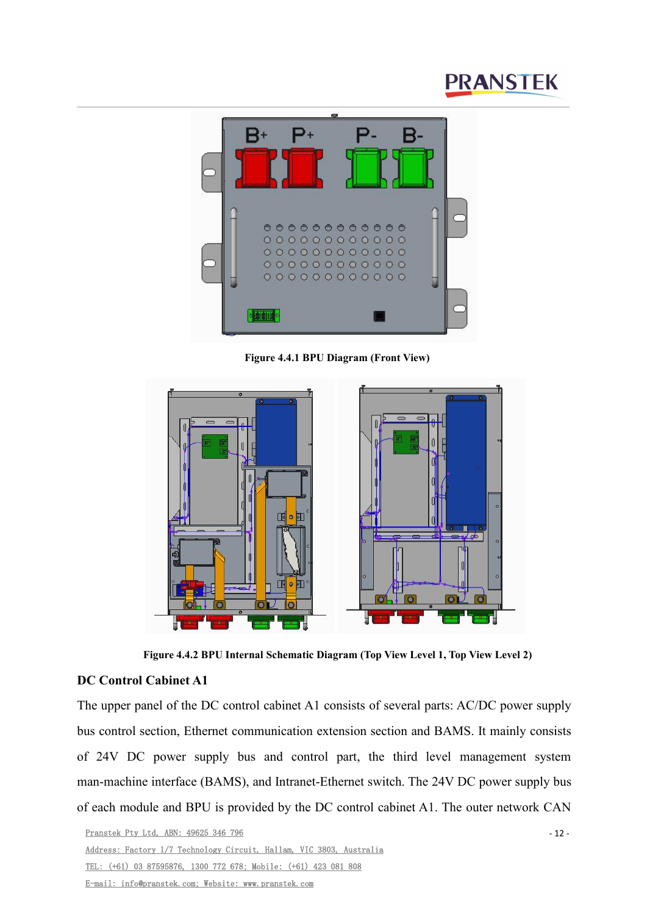Figure 4.4.1 BPU Diagram (Front View)

Figure 4.4.2 BPU Internal Schematic Diagram (Top View Level 1, Top View Level 2)

## DC Control Cabinet A1

The upper panel of the DC control cabinet A1 consists of several parts: AC/DC power supply bus control section, Ethernet communication extension section and BAMS. It mainly consists of 24V DC power supply bus and control part, the third level management system man-machine interface (BAMS), and Intranet-Ethernet switch. The 24V DC power supply bus of each module and BPU is provided by the DC control cabinet A1. The outer network CAN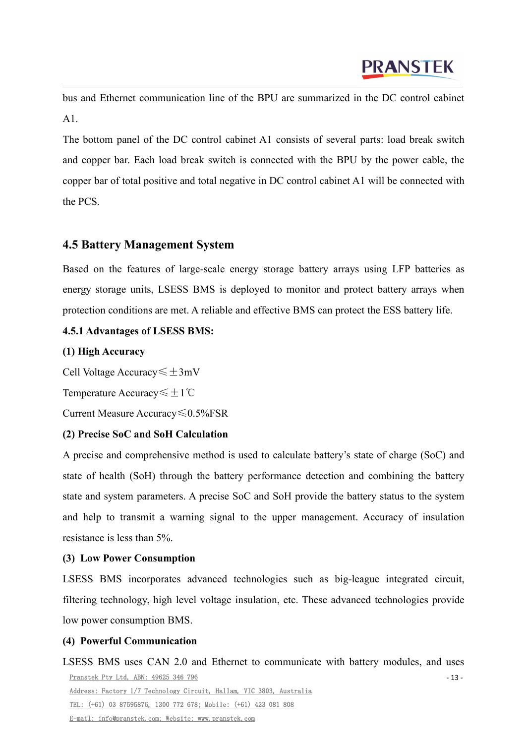bus and Ethernet communication line of the BPU are summarized in the DC control cabinet A1.

The bottom panel of the DC control cabinet A1 consists of several parts: load break switch and copper bar. Each load break switch is connected with the BPU by the power cable, the copper bar of total positive and total negative in DC control cabinet A1 will be connected with the PCS.

## 4.5 Battery Management System

Based on the features of large-scale energy storage battery arrays using LFP batteries as energy storage units, LSESS BMS is deployed to monitor and protect battery arrays when protection conditions are met. A reliable and effective BMS can protect the ESS battery life.

### 4.5.1 Advantages of LSESS BMS:

**(1) High Accuracy**

Cell Voltage Accuracy≤±3mV

Temperature Accuracy≤±1℃

Current Measure Accuracy≤0.5%FSR

**(2) Precise SoC and SoH Calculation**

A precise and comprehensive method is used to calculate battery’s state of charge (SoC) and state of health (SoH) through the battery performance detection and combining the battery state and system parameters. A precise SoC and SoH provide the battery status to the system and help to transmit a warning signal to the upper management. Accuracy of insulation resistance is less than 5%.

**(3) Low Power Consumption**

LSESS BMS incorporates advanced technologies such as big-league integrated circuit, filtering technology, high level voltage insulation, etc. These advanced technologies provide low power consumption BMS.

**(4) Powerful Communication**

LSESS BMS uses CAN 2.0 and Ethernet to communicate with battery modules, and uses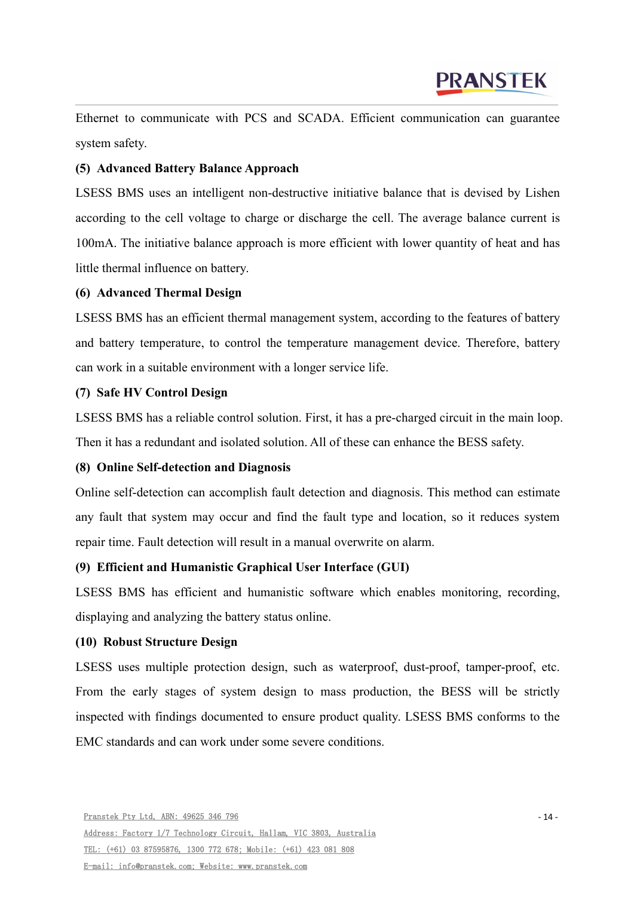Ethernet to communicate with PCS and SCADA. Efficient communication can guarantee system safety.

**(5) Advanced Battery Balance Approach**

LSESS BMS uses an intelligent non-destructive initiative balance that is devised by Lishen according to the cell voltage to charge or discharge the cell. The average balance current is 100mA. The initiative balance approach is more efficient with lower quantity of heat and has little thermal influence on battery.

**(6) Advanced Thermal Design**

LSESS BMS has an efficient thermal management system, according to the features of battery and battery temperature, to control the temperature management device. Therefore, battery can work in a suitable environment with a longer service life.

**(7) Safe HV Control Design**

LSESS BMS has a reliable control solution. First, it has a pre-charged circuit in the main loop. Then it has a redundant and isolated solution. All of these can enhance the BESS safety.

**(8) Online Self-detection and Diagnosis**

Online self-detection can accomplish fault detection and diagnosis. This method can estimate any fault that system may occur and find the fault type and location, so it reduces system repair time. Fault detection will result in a manual overwrite on alarm.

**(9) Efficient and Humanistic Graphical User Interface (GUI)**

LSESS BMS has efficient and humanistic software which enables monitoring, recording, displaying and analyzing the battery status online.

**(10) Robust Structure Design**

LSESS uses multiple protection design, such as waterproof, dust-proof, tamper-proof, etc. From the early stages of system design to mass production, the BESS will be strictly inspected with findings documented to ensure product quality. LSESS BMS conforms to the EMC standards and can work under some severe conditions.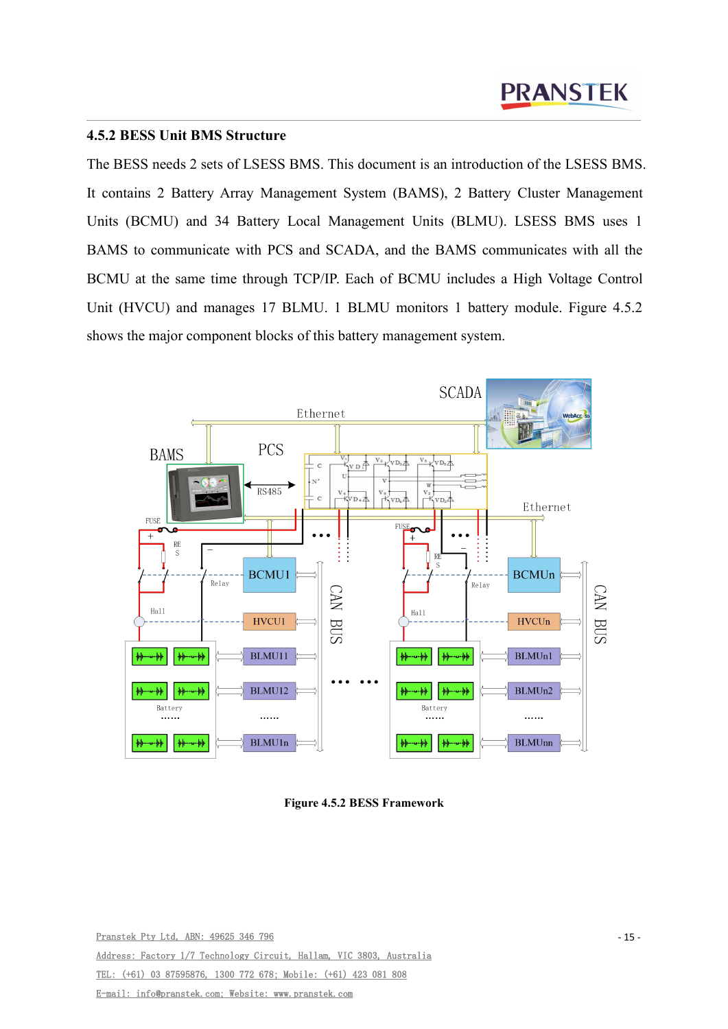### 4.5.2 BESS Unit BMS Structure

The BESS needs 2 sets of LSESS BMS. This document is an introduction of the LSESS BMS. It contains 2 Battery Array Management System (BAMS), 2 Battery Cluster Management Units (BCMU) and 34 Battery Local Management Units (BLMU). LSESS BMS uses 1 BAMS to communicate with PCS and SCADA, and the BAMS communicates with all the BCMU at the same time through TCP/IP. Each of BCMU includes a High Voltage Control Unit (HVCU) and manages 17 BLMU. 1 BLMU monitors 1 battery module. Figure 4.5.2 shows the major component blocks of this battery management system.

**Figure 4.5.2 BESS Framework**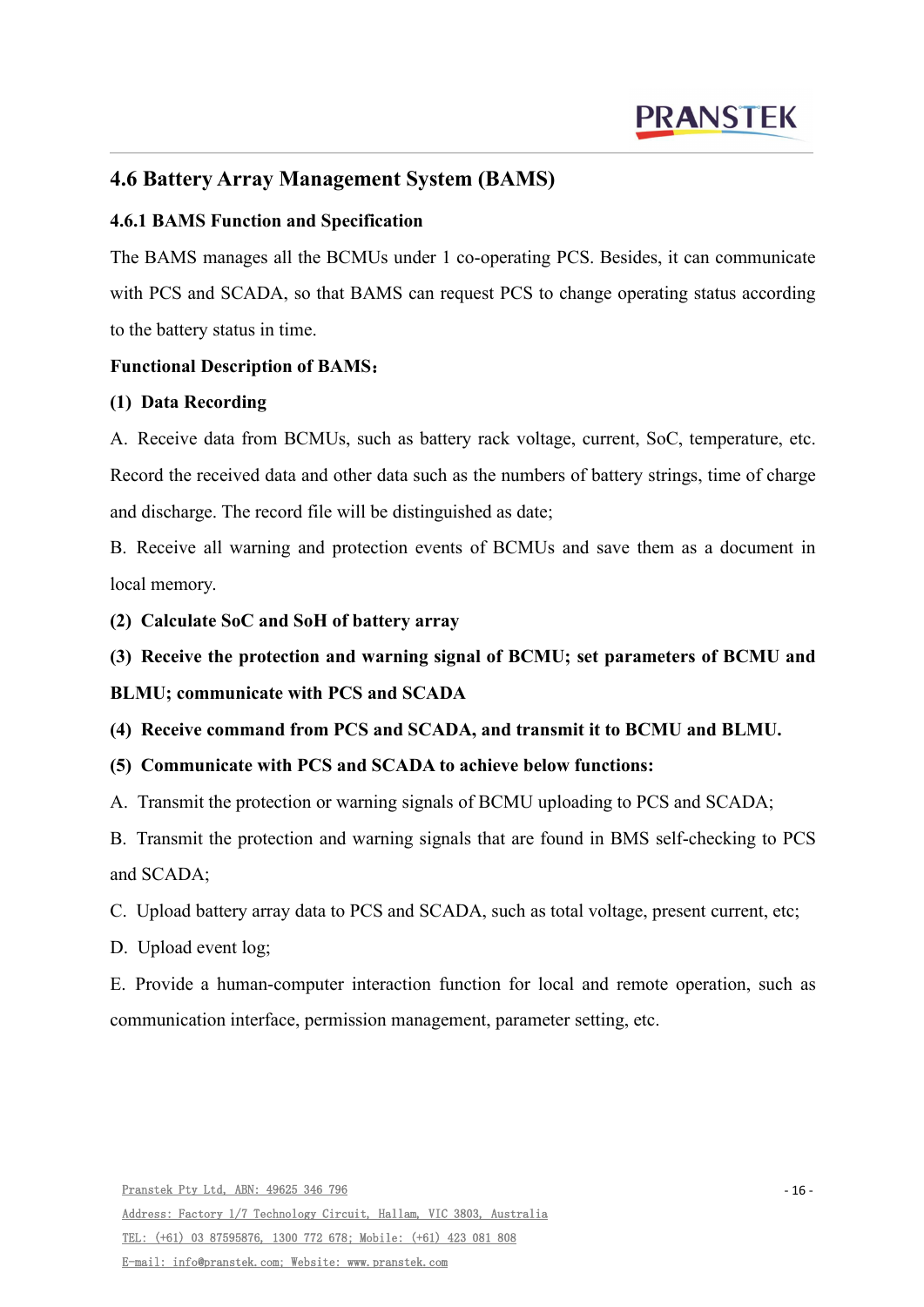## 4.6 Battery Array Management System (BAMS)

### 4.6.1 BAMS Function and Specification

The BAMS manages all the BCMUs under 1 co-operating PCS. Besides, it can communicate with PCS and SCADA, so that BAMS can request PCS to change operating status according to the battery status in time.

**Functional Description of BAMS：**

**(1) Data Recording**

A. Receive data from BCMUs, such as battery rack voltage, current, SoC, temperature, etc. Record the received data and other data such as the numbers of battery strings, time of charge and discharge. The record file will be distinguished as date;

B. Receive all warning and protection events of BCMUs and save them as a document in local memory.

**(2) Calculate SoC and SoH of battery array**

**(3) Receive the protection and warning signal of BCMU; set parameters of BCMU and BLMU; communicate with PCS and SCADA**

**(4) Receive command from PCS and SCADA, and transmit it to BCMU and BLMU.**

**(5) Communicate with PCS and SCADA to achieve below functions:**

A. Transmit the protection or warning signals of BCMU uploading to PCS and SCADA;

B. Transmit the protection and warning signals that are found in BMS self-checking to PCS and SCADA;

C. Upload battery array data to PCS and SCADA, such as total voltage, present current, etc;

D. Upload event log;

E. Provide a human-computer interaction function for local and remote operation, such as communication interface, permission management, parameter setting, etc.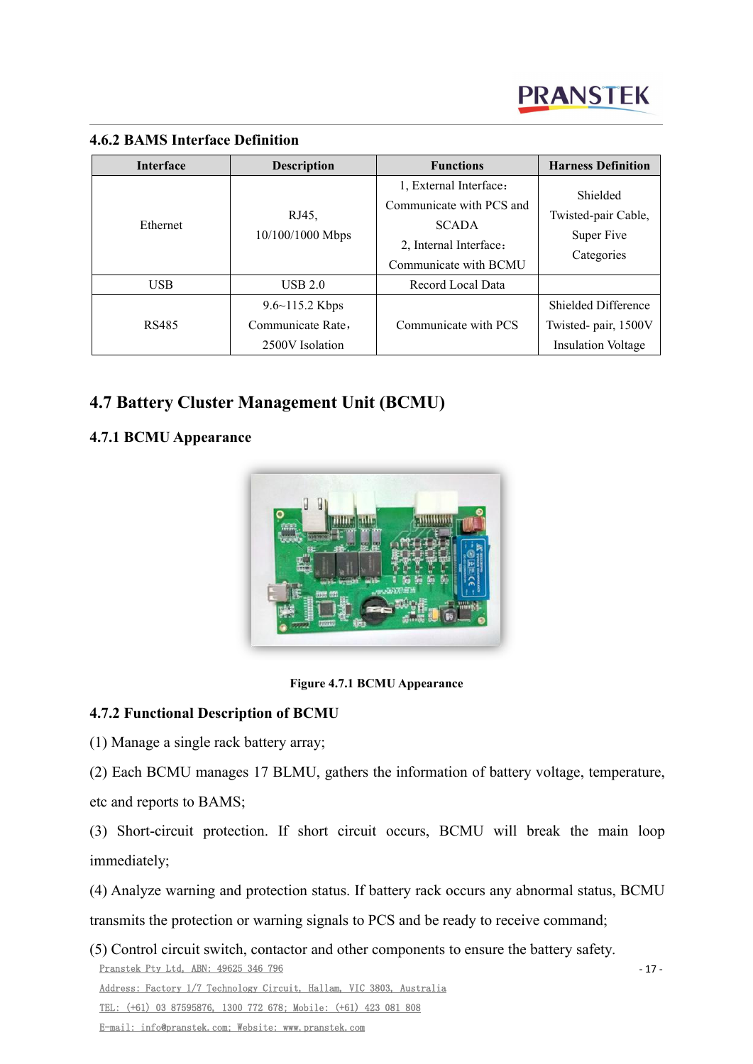### 4.6.2 BAMS Interface Definition

| Interface | Description | Functions | Harness Definition |
|---|---|---|---|
| Ethernet | RJ45, 10/100/1000 Mbps | 1, External Interface：Communicate with PCS and SCADA 2, Internal Interface：Communicate with BCMU | Shielded Twisted-pair Cable, Super Five Categories |
| USB | USB 2.0 | Record Local Data | |
| RS485 | 9.6~115.2 Kbps Communicate Rate，2500V Isolation | Communicate with PCS | Shielded Difference Twisted- pair, 1500V Insulation Voltage |

## 4.7 Battery Cluster Management Unit (BCMU)

### 4.7.1 BCMU Appearance

**Figure 4.7.1 BCMU Appearance**

### 4.7.2 Functional Description of BCMU

(1) Manage a single rack battery array;

(2) Each BCMU manages 17 BLMU, gathers the information of battery voltage, temperature, etc and reports to BAMS;

(3) Short-circuit protection. If short circuit occurs, BCMU will break the main loop immediately;

(4) Analyze warning and protection status. If battery rack occurs any abnormal status, BCMU transmits the protection or warning signals to PCS and be ready to receive command;

(5) Control circuit switch, contactor and other components to ensure the battery safety.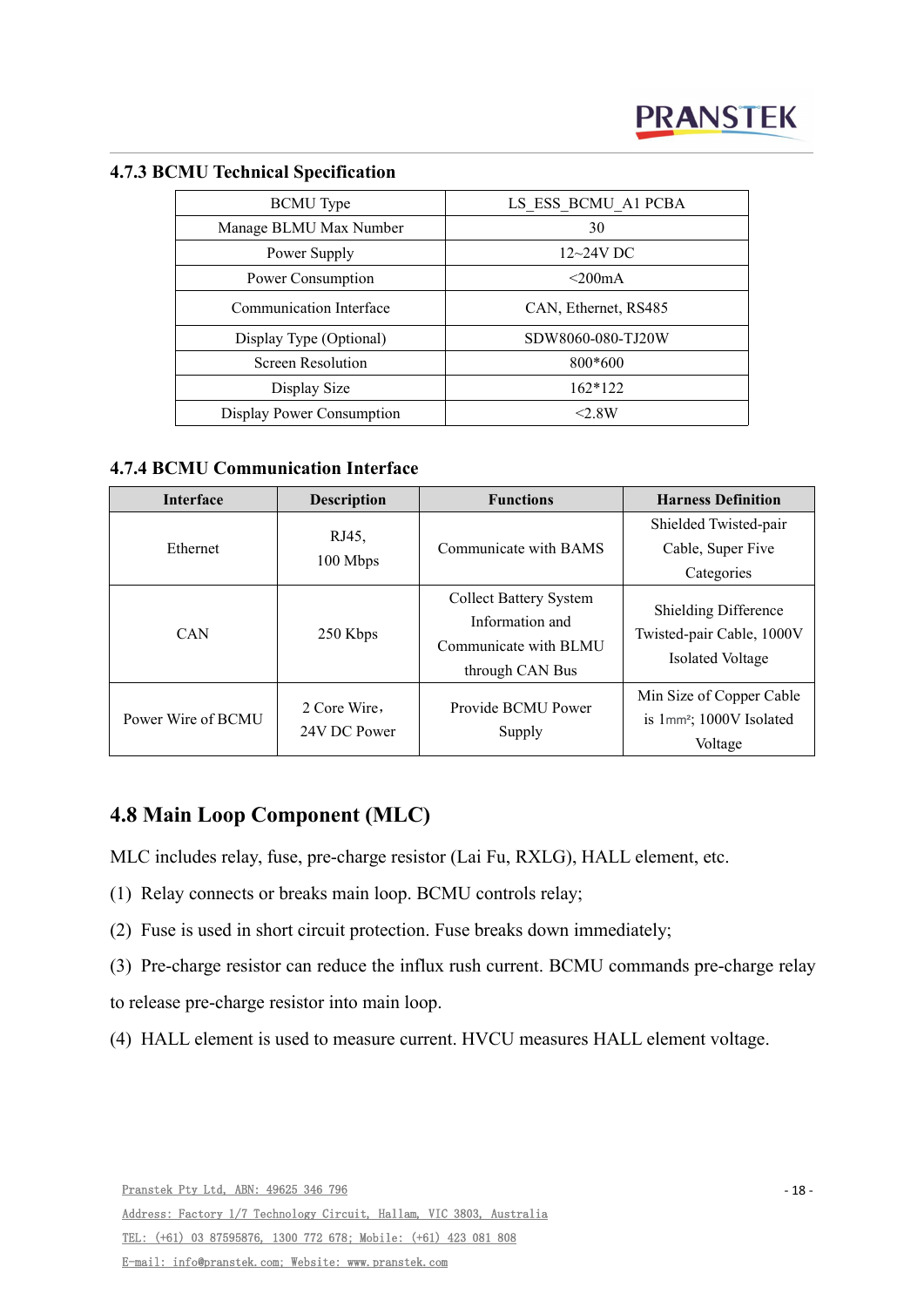### 4.7.3 BCMU Technical Specification

| BCMU Type | LS_ESS_BCMU_A1 PCBA |
|---|---|
| Manage BLMU Max Number | 30 |
| Power Supply | 12~24V DC |
| Power Consumption | <200mA |
| Communication Interface | CAN, Ethernet, RS485 |
| Display Type (Optional) | SDW8060-080-TJ20W |
| Screen Resolution | 800*600 |
| Display Size | 162*122 |
| Display Power Consumption | <2.8W |

### 4.7.4 BCMU Communication Interface

| Interface | Description | Functions | Harness Definition |
|---|---|---|---|
| Ethernet | RJ45, 100 Mbps | Communicate with BAMS | Shielded Twisted-pair Cable, Super Five Categories |
| CAN | 250 Kbps | Collect Battery System Information and Communicate with BLMU through CAN Bus | Shielding Difference Twisted-pair Cable, 1000V Isolated Voltage |
| Power Wire of BCMU | 2 Core Wire，24V DC Power | Provide BCMU Power Supply | Min Size of Copper Cable is 1㎜²; 1000V Isolated Voltage |

## 4.8 Main Loop Component (MLC)

MLC includes relay, fuse, pre-charge resistor (Lai Fu, RXLG), HALL element, etc.

(1) Relay connects or breaks main loop. BCMU controls relay;

(2) Fuse is used in short circuit protection. Fuse breaks down immediately;

(3) Pre-charge resistor can reduce the influx rush current. BCMU commands pre-charge relay to release pre-charge resistor into main loop.

(4) HALL element is used to measure current. HVCU measures HALL element voltage.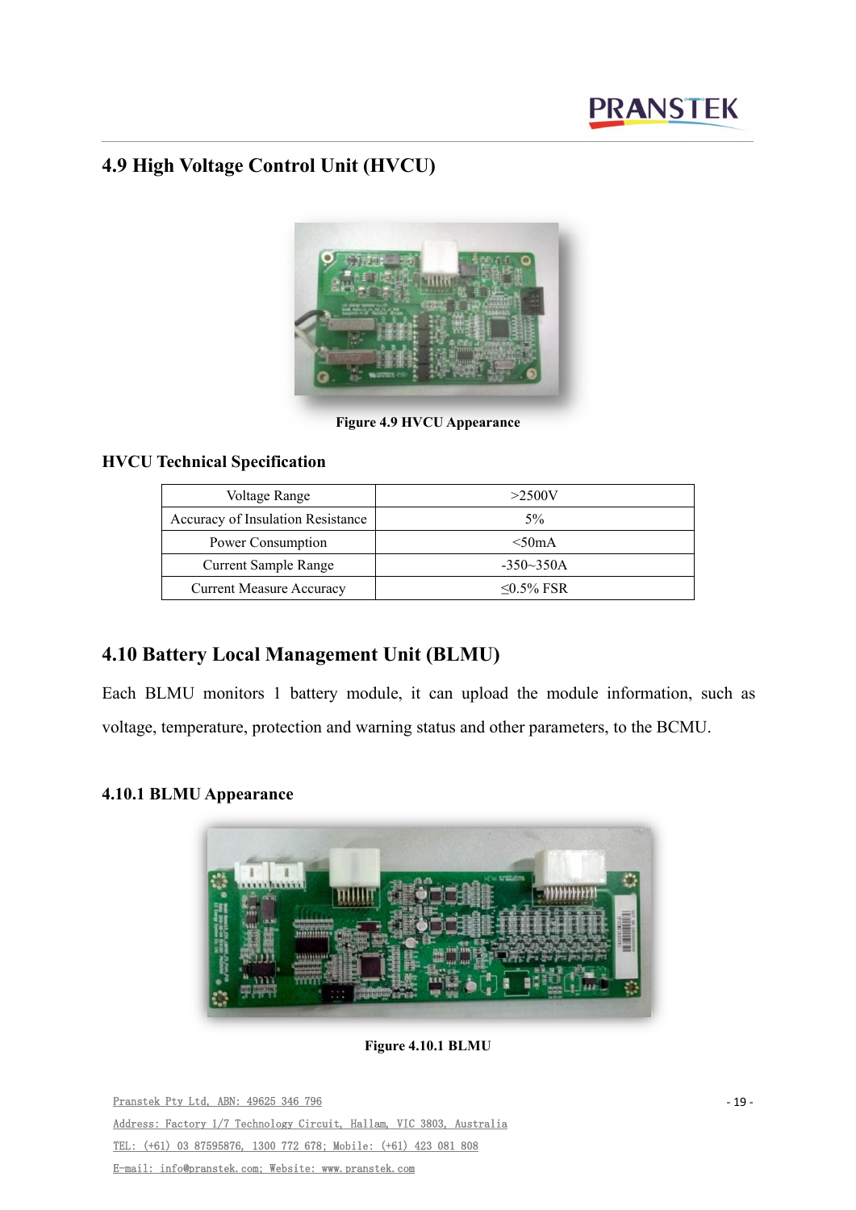## 4.9 High Voltage Control Unit (HVCU)

Figure 4.9 HVCU Appearance

### HVCU Technical Specification

| Voltage Range | >2500V |
|---|---|
| Accuracy of Insulation Resistance | 5% |
| Power Consumption | <50mA |
| Current Sample Range | -350~350A |
| Current Measure Accuracy | ≤0.5% FSR |

## 4.10 Battery Local Management Unit (BLMU)

Each BLMU monitors 1 battery module, it can upload the module information, such as voltage, temperature, protection and warning status and other parameters, to the BCMU.

### 4.10.1 BLMU Appearance

Figure 4.10.1 BLMU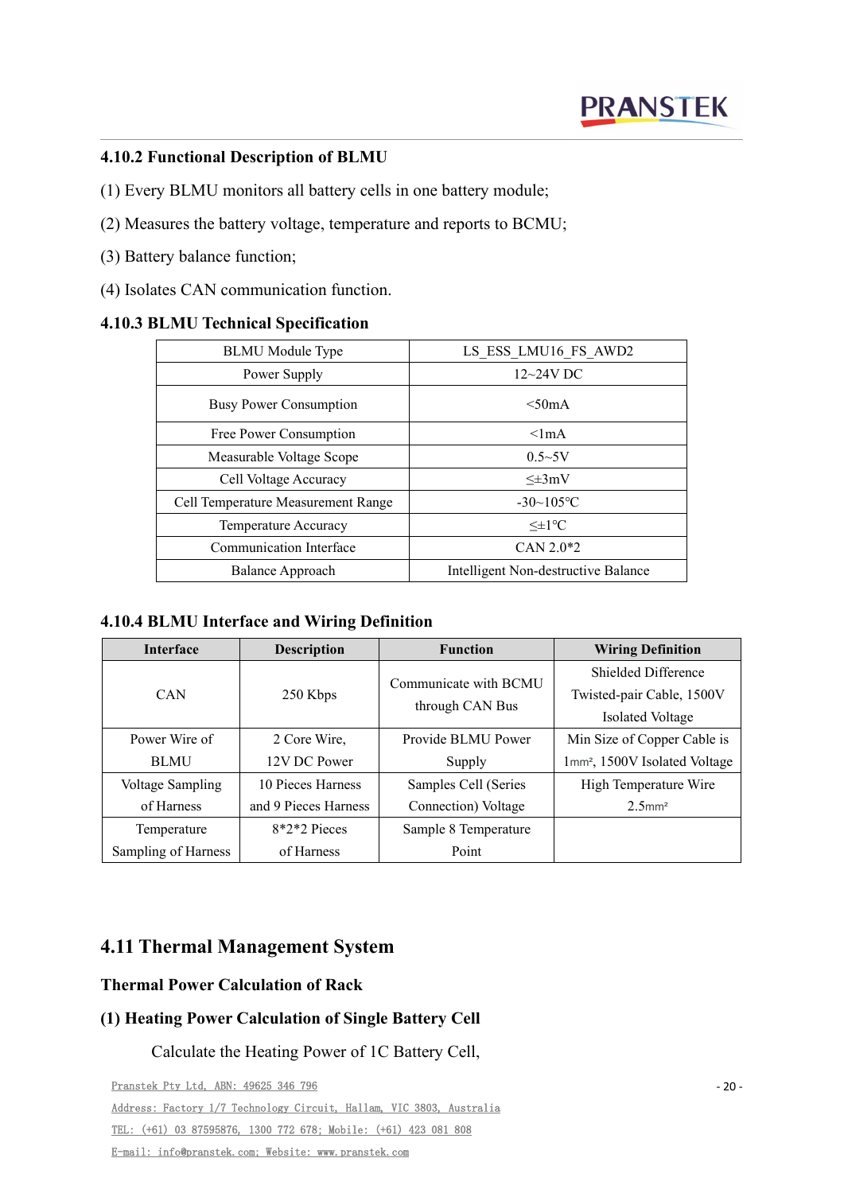### 4.10.2 Functional Description of BLMU

(1) Every BLMU monitors all battery cells in one battery module;

(2) Measures the battery voltage, temperature and reports to BCMU;

(3) Battery balance function;

(4) Isolates CAN communication function.

### 4.10.3 BLMU Technical Specification

| BLMU Module Type | LS_ESS_LMU16_FS_AWD2 |
|---|---|
| Power Supply | 12~24V DC |
| Busy Power Consumption | <50mA |
| Free Power Consumption | <1mA |
| Measurable Voltage Scope | 0.5~5V |
| Cell Voltage Accuracy | ≤±3mV |
| Cell Temperature Measurement Range | -30~105℃ |
| Temperature Accuracy | ≤±1℃ |
| Communication Interface | CAN 2.0*2 |
| Balance Approach | Intelligent Non-destructive Balance |

### 4.10.4 BLMU Interface and Wiring Definition

| Interface | Description | Function | Wiring Definition |
|---|---|---|---|
| CAN | 250 Kbps | Communicate with BCMU through CAN Bus | Shielded Difference Twisted-pair Cable, 1500V Isolated Voltage |
| Power Wire of BLMU | 2 Core Wire, 12V DC Power | Provide BLMU Power Supply | Min Size of Copper Cable is 1mm², 1500V Isolated Voltage |
| Voltage Sampling of Harness | 10 Pieces Harness and 9 Pieces Harness | Samples Cell (Series Connection) Voltage | High Temperature Wire 2.5mm² |
| Temperature Sampling of Harness | 8*2*2 Pieces of Harness | Sample 8 Temperature Point | |

## 4.11 Thermal Management System

### Thermal Power Calculation of Rack

### (1) Heating Power Calculation of Single Battery Cell

Calculate the Heating Power of 1C Battery Cell,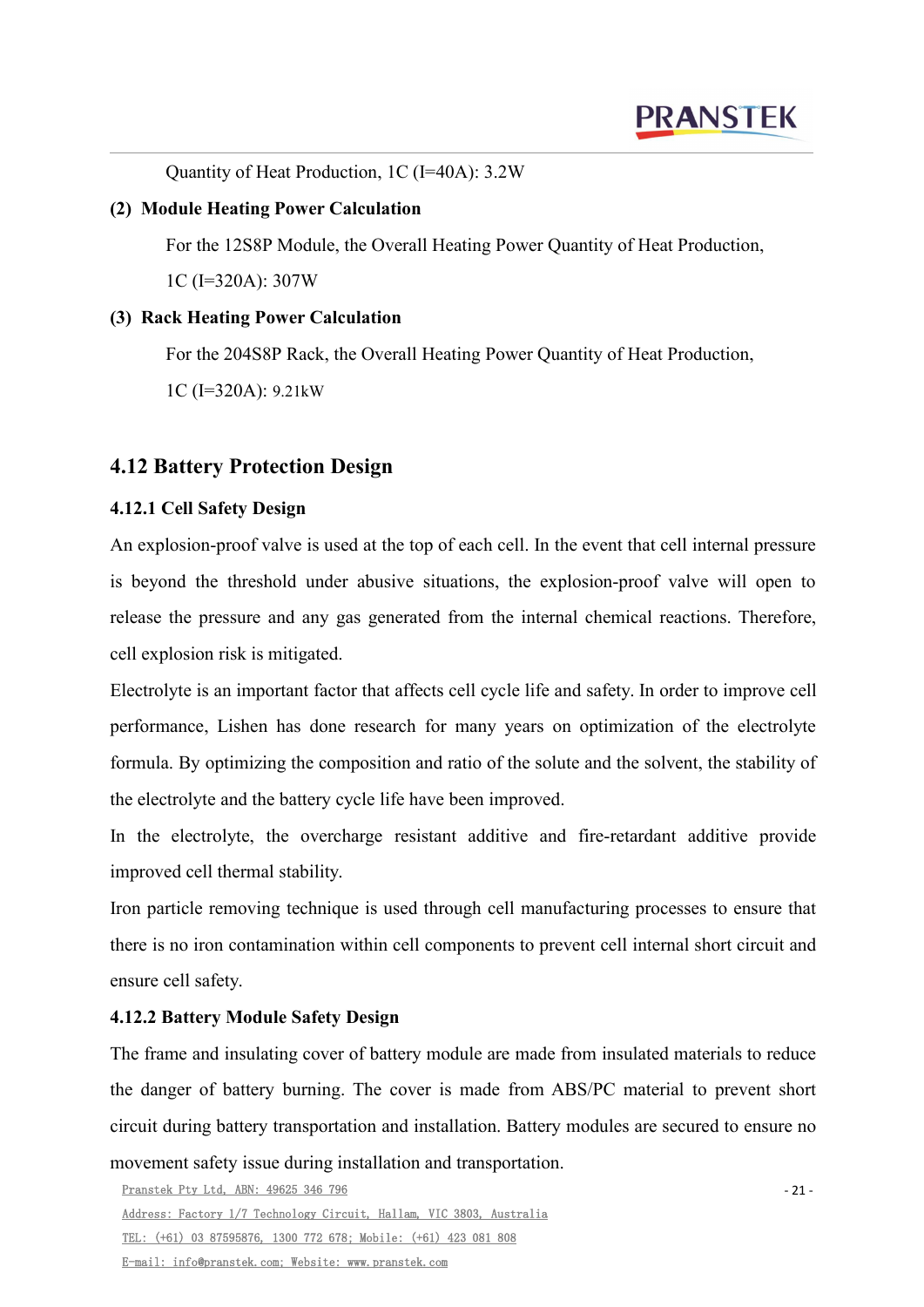Quantity of Heat Production, 1C (I=40A): 3.2W

**(2) Module Heating Power Calculation**

For the 12S8P Module, the Overall Heating Power Quantity of Heat Production, 1C (I=320A): 307W

**(3) Rack Heating Power Calculation**

For the 204S8P Rack, the Overall Heating Power Quantity of Heat Production, 1C (I=320A): 9.21kW

## 4.12 Battery Protection Design

### 4.12.1 Cell Safety Design

An explosion-proof valve is used at the top of each cell. In the event that cell internal pressure is beyond the threshold under abusive situations, the explosion-proof valve will open to release the pressure and any gas generated from the internal chemical reactions. Therefore, cell explosion risk is mitigated.

Electrolyte is an important factor that affects cell cycle life and safety. In order to improve cell performance, Lishen has done research for many years on optimization of the electrolyte formula. By optimizing the composition and ratio of the solute and the solvent, the stability of the electrolyte and the battery cycle life have been improved.

In the electrolyte, the overcharge resistant additive and fire-retardant additive provide improved cell thermal stability.

Iron particle removing technique is used through cell manufacturing processes to ensure that there is no iron contamination within cell components to prevent cell internal short circuit and ensure cell safety.

### 4.12.2 Battery Module Safety Design

The frame and insulating cover of battery module are made from insulated materials to reduce the danger of battery burning. The cover is made from ABS/PC material to prevent short circuit during battery transportation and installation. Battery modules are secured to ensure no movement safety issue during installation and transportation.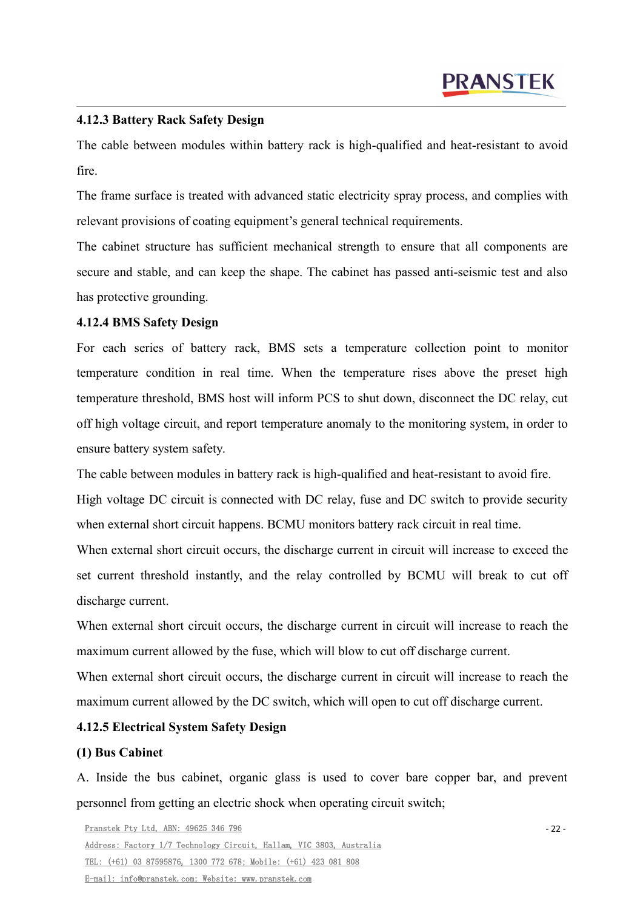#### 4.12.3 Battery Rack Safety Design

The cable between modules within battery rack is high-qualified and heat-resistant to avoid fire.

The frame surface is treated with advanced static electricity spray process, and complies with relevant provisions of coating equipment's general technical requirements.

The cabinet structure has sufficient mechanical strength to ensure that all components are secure and stable, and can keep the shape. The cabinet has passed anti-seismic test and also has protective grounding.

#### 4.12.4 BMS Safety Design

For each series of battery rack, BMS sets a temperature collection point to monitor temperature condition in real time. When the temperature rises above the preset high temperature threshold, BMS host will inform PCS to shut down, disconnect the DC relay, cut off high voltage circuit, and report temperature anomaly to the monitoring system, in order to ensure battery system safety.

The cable between modules in battery rack is high-qualified and heat-resistant to avoid fire.

High voltage DC circuit is connected with DC relay, fuse and DC switch to provide security when external short circuit happens. BCMU monitors battery rack circuit in real time.

When external short circuit occurs, the discharge current in circuit will increase to exceed the set current threshold instantly, and the relay controlled by BCMU will break to cut off discharge current.

When external short circuit occurs, the discharge current in circuit will increase to reach the maximum current allowed by the fuse, which will blow to cut off discharge current.

When external short circuit occurs, the discharge current in circuit will increase to reach the maximum current allowed by the DC switch, which will open to cut off discharge current.

#### 4.12.5 Electrical System Safety Design

**(1) Bus Cabinet**

A. Inside the bus cabinet, organic glass is used to cover bare copper bar, and prevent personnel from getting an electric shock when operating circuit switch;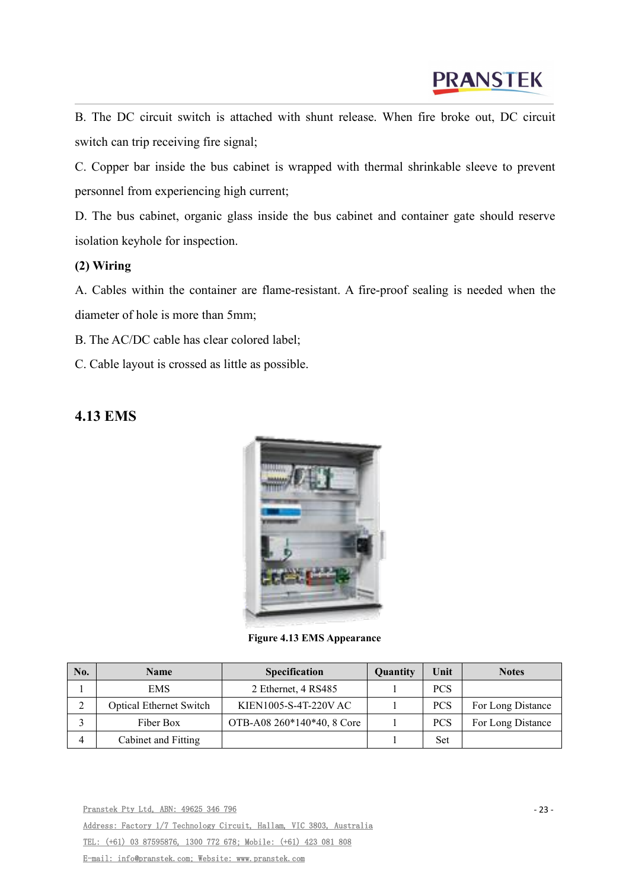B. The DC circuit switch is attached with shunt release. When fire broke out, DC circuit switch can trip receiving fire signal;

C. Copper bar inside the bus cabinet is wrapped with thermal shrinkable sleeve to prevent personnel from experiencing high current;

D. The bus cabinet, organic glass inside the bus cabinet and container gate should reserve isolation keyhole for inspection.

**(2) Wiring**

A. Cables within the container are flame-resistant. A fire-proof sealing is needed when the diameter of hole is more than 5mm;

B. The AC/DC cable has clear colored label;

C. Cable layout is crossed as little as possible.

## 4.13 EMS

**Figure 4.13 EMS Appearance**

| No. | Name | Specification | Quantity | Unit | Notes |
|---|---|---|---|---|---|
| 1 | EMS | 2 Ethernet, 4 RS485 | 1 | PCS | |
| 2 | Optical Ethernet Switch | KIEN1005-S-4T-220V AC | 1 | PCS | For Long Distance |
| 3 | Fiber Box | OTB-A08 260*140*40, 8 Core | 1 | PCS | For Long Distance |
| 4 | Cabinet and Fitting | | 1 | Set | |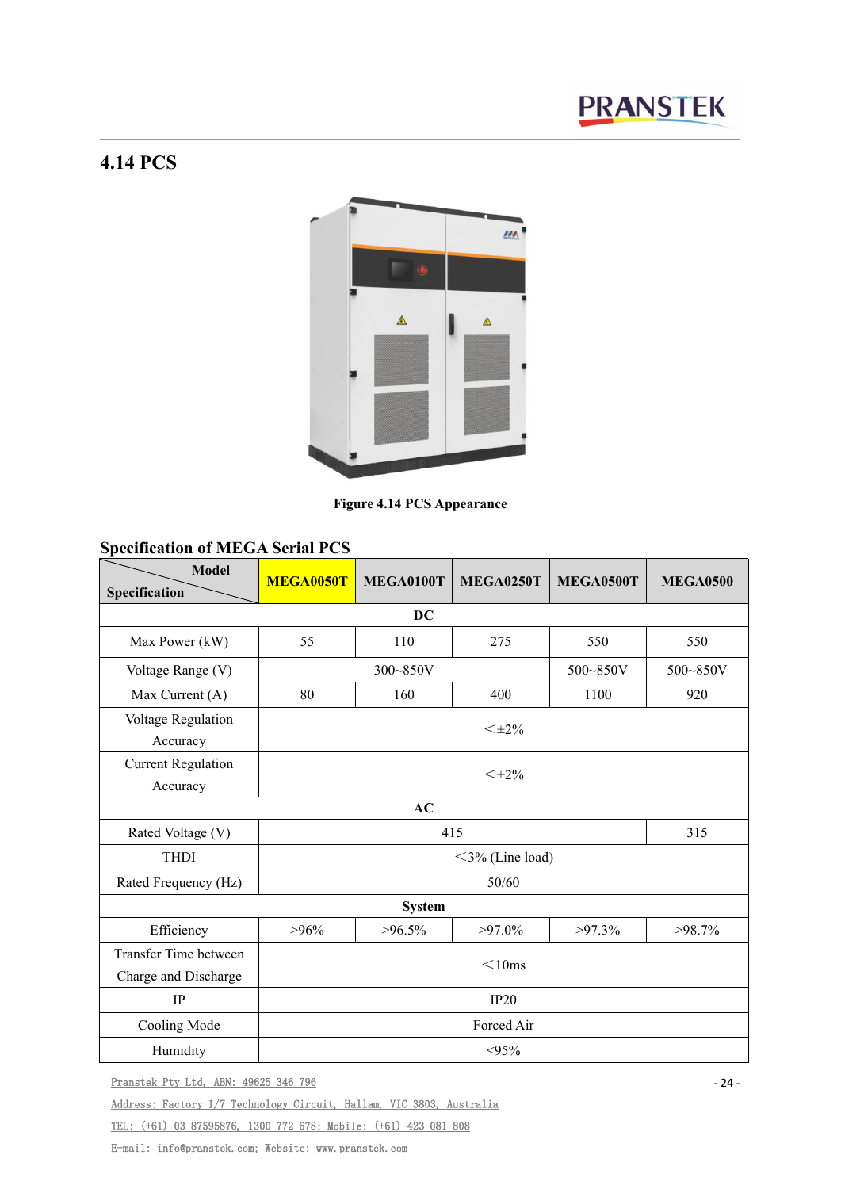## 4.14 PCS

Figure 4.14 PCS Appearance

### Specification of MEGA Serial PCS

| Model / Specification | MEGA0050T | MEGA0100T | MEGA0250T | MEGA0500T | MEGA0500 |
|---|---|---|---|---|---|
| **DC** | | | | | |
| Max Power (kW) | 55 | 110 | 275 | 550 | 550 |
| Voltage Range (V) | 300~850V | | | 500~850V | 500~850V |
| Max Current (A) | 80 | 160 | 400 | 1100 | 920 |
| Voltage Regulation Accuracy | <±2% | | | | |
| Current Regulation Accuracy | <±2% | | | | |
| **AC** | | | | | |
| Rated Voltage (V) | 415 | | | | 315 |
| THDI | <3% (Line load) | | | | |
| Rated Frequency (Hz) | 50/60 | | | | |
| **System** | | | | | |
| Efficiency | >96% | >96.5% | >97.0% | >97.3% | >98.7% |
| Transfer Time between Charge and Discharge | <10ms | | | | |
| IP | IP20 | | | | |
| Cooling Mode | Forced Air | | | | |
| Humidity | <95% | | | | |

Pranstek Pty Ltd, ABN: 49625 346 796

Address: Factory 1/7 Technology Circuit, Hallam, VIC 3803, Australia

TEL: (+61) 03 87595876, 1300 772 678; Mobile: (+61) 423 081 808

E-mail: info@pranstek.com; Website: www.pranstek.com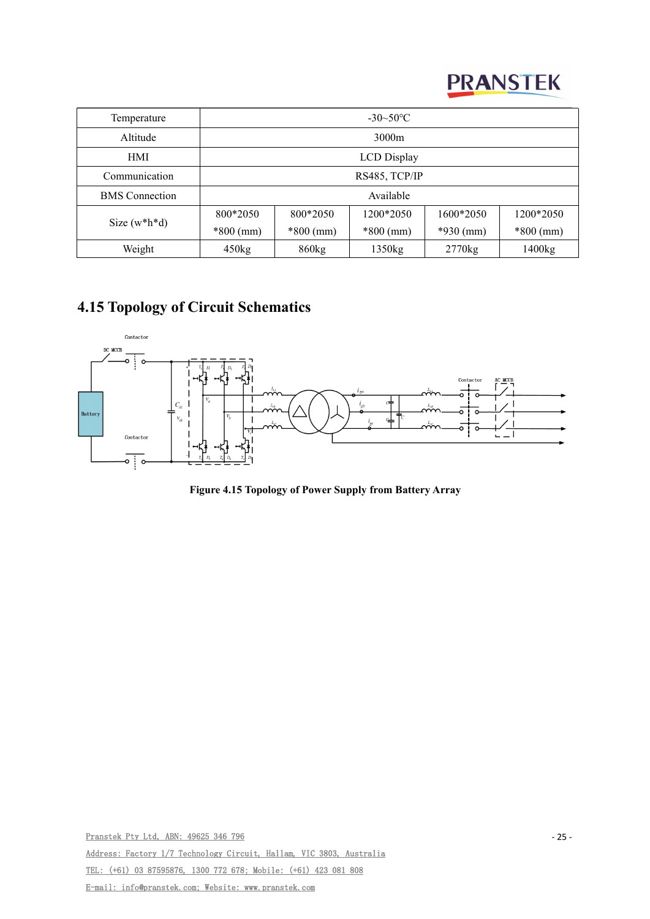| | | | | | |
|---|---|---|---|---|---|
| Temperature | -30~50℃ | | | | |
| Altitude | 3000m | | | | |
| HMI | LCD Display | | | | |
| Communication | RS485, TCP/IP | | | | |
| BMS Connection | Available | | | | |
| Size (w*h*d) | 800*2050 *800 (mm) | 800*2050 *800 (mm) | 1200*2050 *800 (mm) | 1600*2050 *930 (mm) | 1200*2050 *800 (mm) |
| Weight | 450kg | 860kg | 1350kg | 2770kg | 1400kg |

## 4.15 Topology of Circuit Schematics

Contactor

DC MCCB

Battery

Contactor

$C_{dc}$

$v_{dc}$

$T_1$ $D_1$ $T_3$ $D_3$ $T_5$ $D_5$

$T_4$ $D_4$ $T_6$ $D_6$ $T_2$ $D_2$

$v_a$ $v_b$ $v_c$

$i_{La}$ $i_{Lb}$ $i_{Lc}$

$i_{ga}$ $i_{gb}$ $i_{gc}$

$C$ $C$ $C$

$L_a$ $L_b$ $L_c$

Contactor

AC MCCB

**Figure 4.15 Topology of Power Supply from Battery Array**